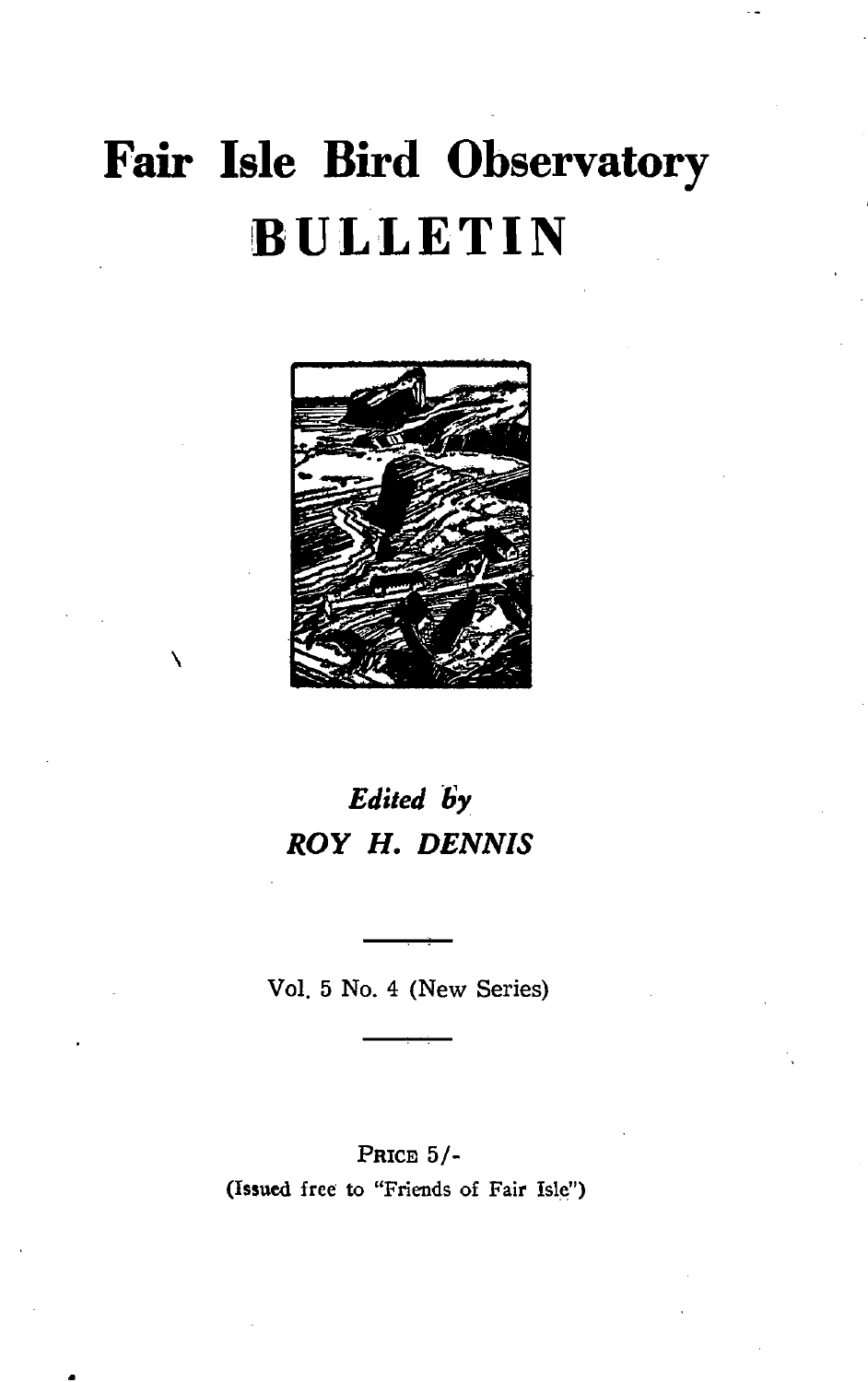# Fair Isle Bird Observatory

# BULLETIN

*Edited by*
*ROY H. DENNIS*

Vol. 5 No. 4 (New Series)

PRICE 5/-
(Issued free to "Friends of Fair Isle")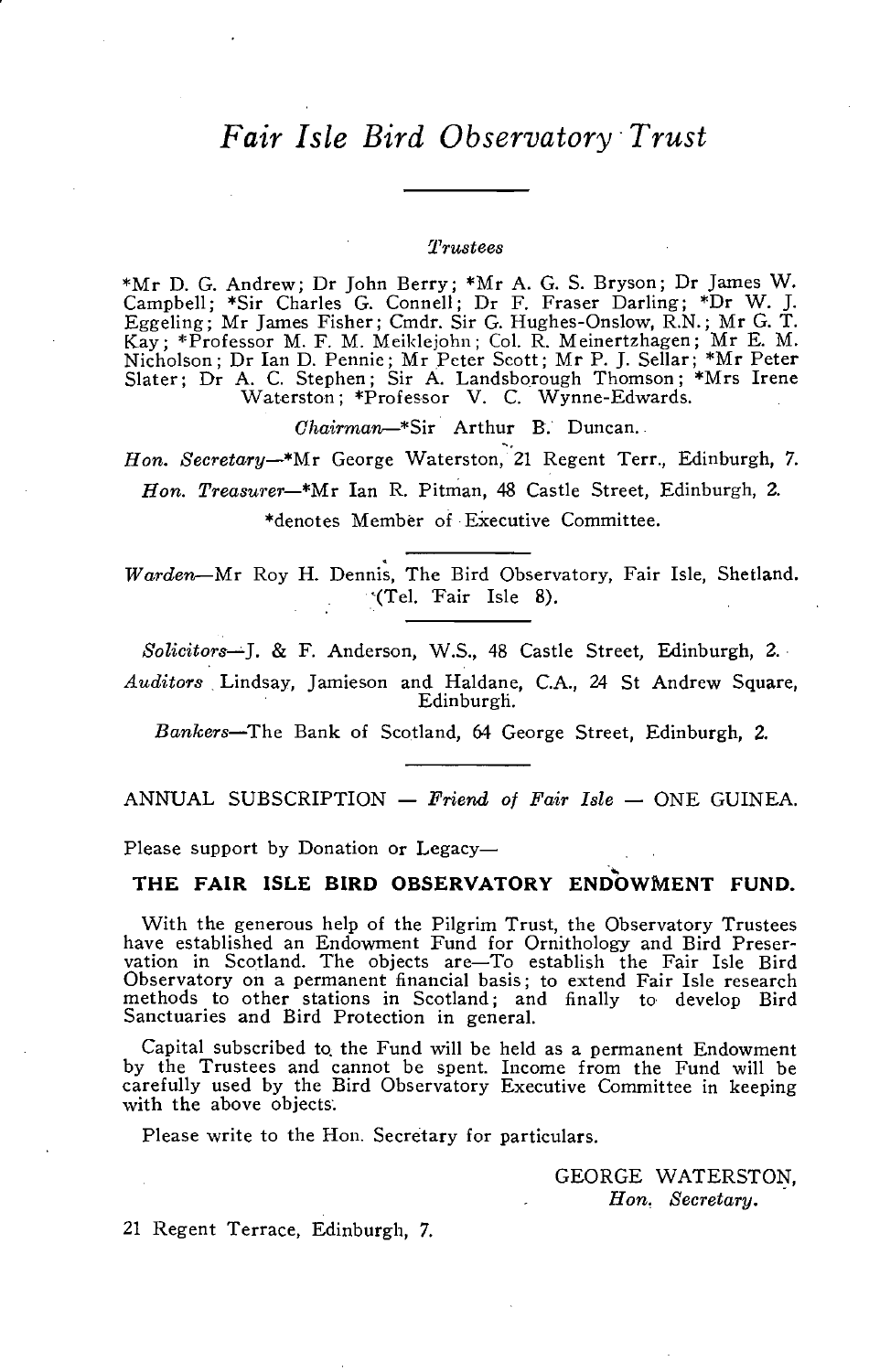# *Fair Isle Bird Observatory Trust*

*Trustees*

*Mr D. G. Andrew; Dr John Berry; *Mr A. G. S. Bryson; Dr James W. Campbell; *Sir Charles G. Connell; Dr F. Fraser Darling; *Dr W. J. Eggeling; Mr James Fisher; Cmdr. Sir G. Hughes-Onslow, R.N.; Mr G. T. Kay; *Professor M. F. M. Meiklejohn; Col. R. Meinertzhagen; Mr E. M. Nicholson; Dr Ian D. Pennie; Mr Peter Scott; Mr P. J. Sellar; *Mr Peter Slater; Dr A. C. Stephen; Sir A. Landsborough Thomson; *Mrs Irene Waterston; *Professor V. C. Wynne-Edwards.

*Chairman*—*Sir Arthur B. Duncan.

*Hon. Secretary*—*Mr George Waterston, 21 Regent Terr., Edinburgh, 7.

*Hon. Treasurer*—*Mr Ian R. Pitman, 48 Castle Street, Edinburgh, 2.

*denotes Member of Executive Committee.

---

*Warden*—Mr Roy H. Dennis, The Bird Observatory, Fair Isle, Shetland. (Tel. Fair Isle 8).

---

*Solicitors*—J. & F. Anderson, W.S., 48 Castle Street, Edinburgh, 2.

*Auditors* Lindsay, Jamieson and Haldane, C.A., 24 St Andrew Square, Edinburgh.

*Bankers*—The Bank of Scotland, 64 George Street, Edinburgh, 2.

---

ANNUAL SUBSCRIPTION — *Friend of Fair Isle* — ONE GUINEA.

Please support by Donation or Legacy—

## THE FAIR ISLE BIRD OBSERVATORY ENDOWMENT FUND.

With the generous help of the Pilgrim Trust, the Observatory Trustees have established an Endowment Fund for Ornithology and Bird Preservation in Scotland. The objects are—To establish the Fair Isle Bird Observatory on a permanent financial basis; to extend Fair Isle research methods to other stations in Scotland; and finally to develop Bird Sanctuaries and Bird Protection in general.

Capital subscribed to the Fund will be held as a permanent Endowment by the Trustees and cannot be spent. Income from the Fund will be carefully used by the Bird Observatory Executive Committee in keeping with the above objects.

Please write to the Hon. Secretary for particulars.

GEORGE WATERSTON,
*Hon. Secretary.*

21 Regent Terrace, Edinburgh, 7.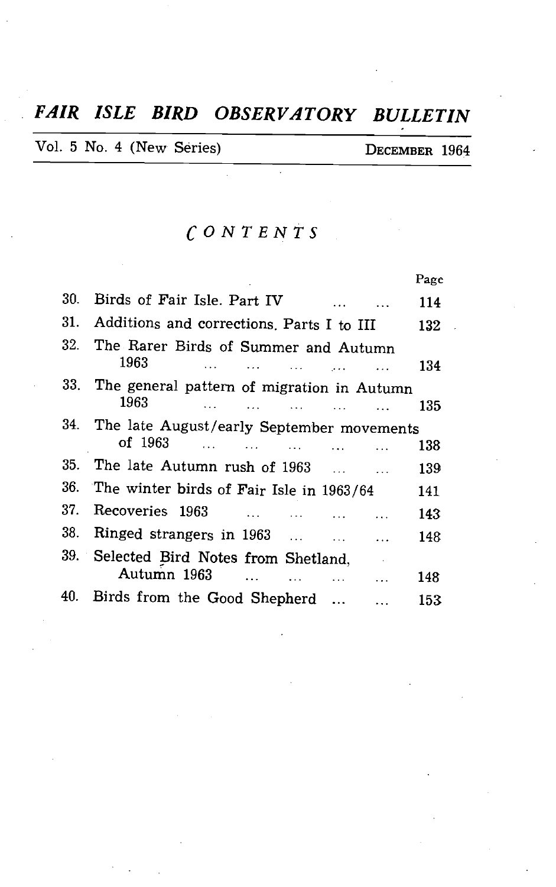# *FAIR ISLE BIRD OBSERVATORY BULLETIN*

Vol. 5 No. 4 (New Series) DECEMBER 1964

## *CONTENTS*

| | | Page |
|---|---|---|
| 30. | Birds of Fair Isle. Part IV ... ... | 114 |
| 31. | Additions and corrections. Parts I to III | 132 |
| 32. | The Rarer Birds of Summer and Autumn 1963 ... ... ... ... ... | 134 |
| 33. | The general pattern of migration in Autumn 1963 ... ... ... ... ... | 135 |
| 34. | The late August/early September movements of 1963 ... ... ... ... ... | 138 |
| 35. | The late Autumn rush of 1963 ... ... | 139 |
| 36. | The winter birds of Fair Isle in 1963/64 | 141 |
| 37. | Recoveries 1963 ... ... ... ... | 143 |
| 38. | Ringed strangers in 1963 ... ... ... | 148 |
| 39. | Selected Bird Notes from Shetland, Autumn 1963 ... ... ... ... | 148 |
| 40. | Birds from the Good Shepherd ... ... | 153 |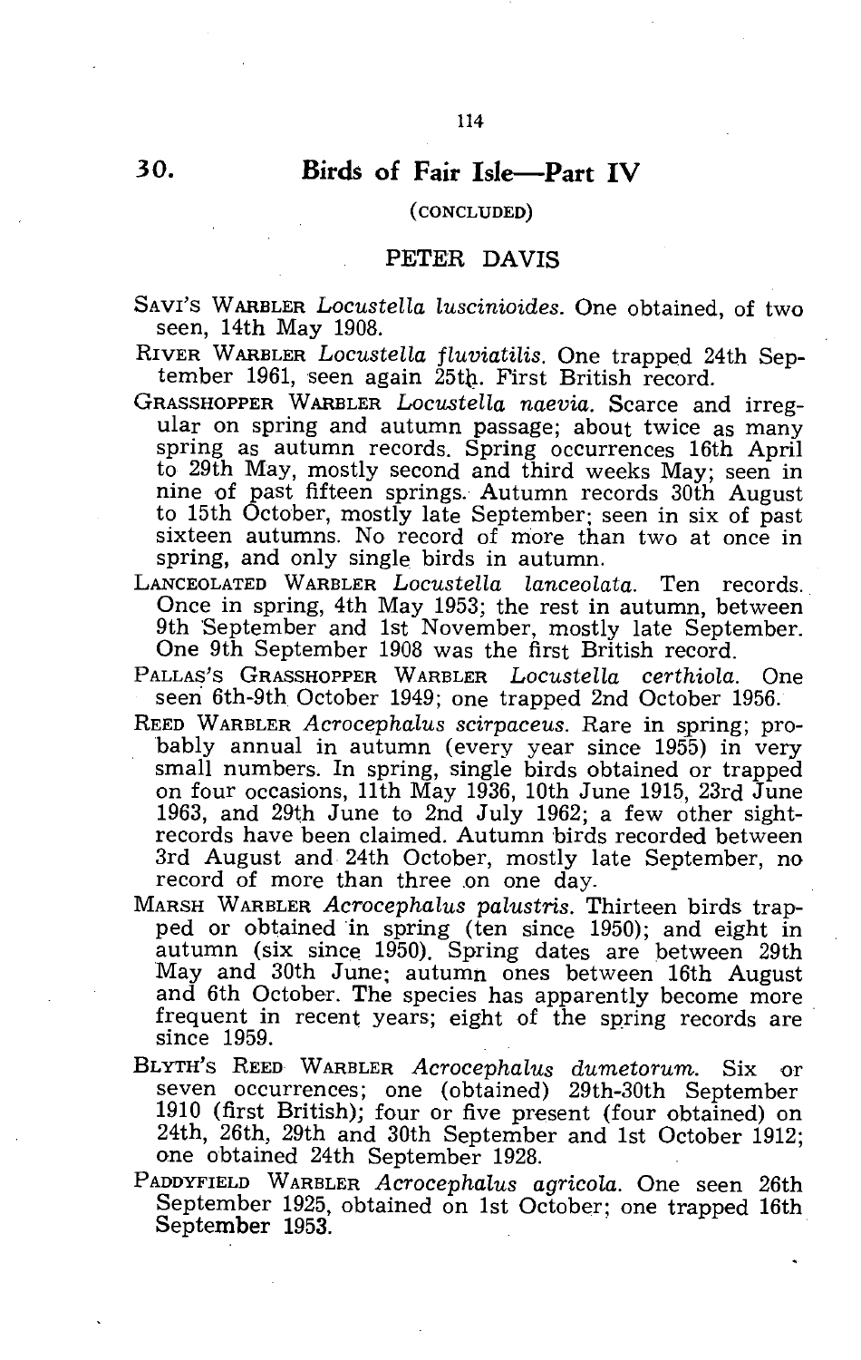## 30. Birds of Fair Isle—Part IV

(CONCLUDED)

PETER DAVIS

SAVI'S WARBLER *Locustella luscinioides*. One obtained, of two seen, 14th May 1908.

RIVER WARBLER *Locustella fluviatilis*. One trapped 24th September 1961, seen again 25th. First British record.

GRASSHOPPER WARBLER *Locustella naevia*. Scarce and irregular on spring and autumn passage; about twice as many spring as autumn records. Spring occurrences 16th April to 29th May, mostly second and third weeks May; seen in nine of past fifteen springs. Autumn records 30th August to 15th October, mostly late September; seen in six of past sixteen autumns. No record of more than two at once in spring, and only single birds in autumn.

LANCEOLATED WARBLER *Locustella lanceolata*. Ten records. Once in spring, 4th May 1953; the rest in autumn, between 9th September and 1st November, mostly late September. One 9th September 1908 was the first British record.

PALLAS'S GRASSHOPPER WARBLER *Locustella certhiola*. One seen 6th-9th October 1949; one trapped 2nd October 1956.

REED WARBLER *Acrocephalus scirpaceus*. Rare in spring; probably annual in autumn (every year since 1955) in very small numbers. In spring, single birds obtained or trapped on four occasions, 11th May 1936, 10th June 1915, 23rd June 1963, and 29th June to 2nd July 1962; a few other sight-records have been claimed. Autumn birds recorded between 3rd August and 24th October, mostly late September, no record of more than three on one day.

MARSH WARBLER *Acrocephalus palustris*. Thirteen birds trapped or obtained in spring (ten since 1950); and eight in autumn (six since 1950). Spring dates are between 29th May and 30th June; autumn ones between 16th August and 6th October. The species has apparently become more frequent in recent years; eight of the spring records are since 1959.

BLYTH'S REED WARBLER *Acrocephalus dumetorum*. Six or seven occurrences; one (obtained) 29th-30th September 1910 (first British); four or five present (four obtained) on 24th, 26th, 29th and 30th September and 1st October 1912; one obtained 24th September 1928.

PADDYFIELD WARBLER *Acrocephalus agricola*. One seen 26th September 1925, obtained on 1st October; one trapped 16th September 1953.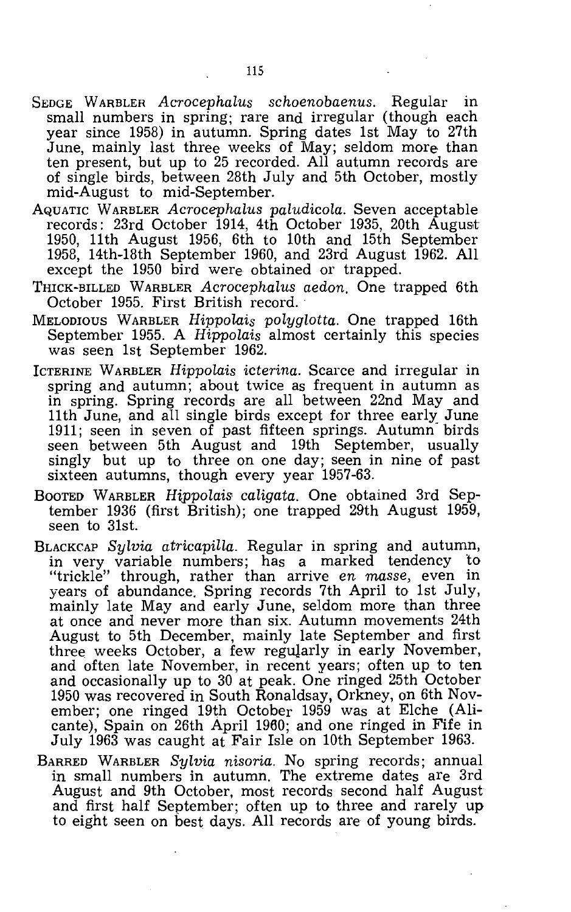SEDGE WARBLER *Acrocephalus schoenobaenus*. Regular in small numbers in spring; rare and irregular (though each year since 1958) in autumn. Spring dates 1st May to 27th June, mainly last three weeks of May; seldom more than ten present, but up to 25 recorded. All autumn records are of single birds, between 28th July and 5th October, mostly mid-August to mid-September.

AQUATIC WARBLER *Acrocephalus paludicola*. Seven acceptable records: 23rd October 1914, 4th October 1935, 20th August 1950, 11th August 1956, 6th to 10th and 15th September 1958, 14th-18th September 1960, and 23rd August 1962. All except the 1950 bird were obtained or trapped.

THICK-BILLED WARBLER *Acrocephalus aedon*. One trapped 6th October 1955. First British record.

MELODIOUS WARBLER *Hippolais polyglotta*. One trapped 16th September 1955. A *Hippolais* almost certainly this species was seen 1st September 1962.

ICTERINE WARBLER *Hippolais icterina*. Scarce and irregular in spring and autumn; about twice as frequent in autumn as in spring. Spring records are all between 22nd May and 11th June, and all single birds except for three early June 1911; seen in seven of past fifteen springs. Autumn birds seen between 5th August and 19th September, usually singly but up to three on one day; seen in nine of past sixteen autumns, though every year 1957-63.

BOOTED WARBLER *Hippolais caligata*. One obtained 3rd September 1936 (first British); one trapped 29th August 1959, seen to 31st.

BLACKCAP *Sylvia atricapilla*. Regular in spring and autumn, in very variable numbers; has a marked tendency to "trickle" through, rather than arrive *en masse*, even in years of abundance. Spring records 7th April to 1st July, mainly late May and early June, seldom more than three at once and never more than six. Autumn movements 24th August to 5th December, mainly late September and first three weeks October, a few regularly in early November, and often late November, in recent years; often up to ten and occasionally up to 30 at peak. One ringed 25th October 1950 was recovered in South Ronaldsay, Orkney, on 6th November; one ringed 19th October 1959 was at Elche (Alicante), Spain on 26th April 1960; and one ringed in Fife in July 1963 was caught at Fair Isle on 10th September 1963.

BARRED WARBLER *Sylvia nisoria*. No spring records; annual in small numbers in autumn. The extreme dates are 3rd August and 9th October, most records second half August and first half September; often up to three and rarely up to eight seen on best days. All records are of young birds.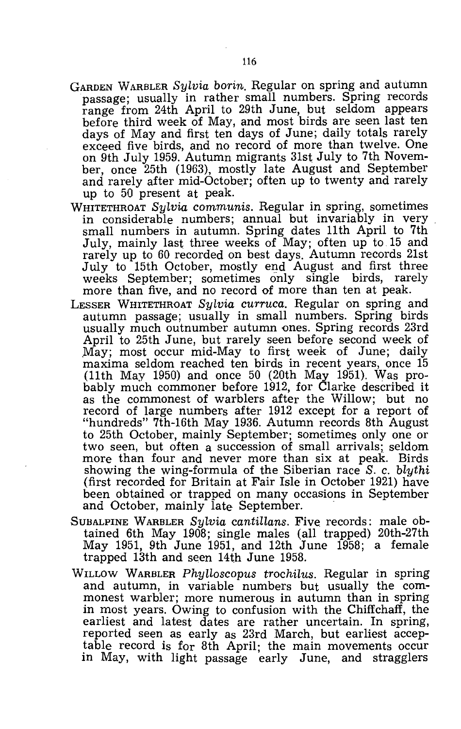GARDEN WARBLER *Sylvia borin*. Regular on spring and autumn passage; usually in rather small numbers. Spring records range from 24th April to 29th June, but seldom appears before third week of May, and most birds are seen last ten days of May and first ten days of June; daily totals rarely exceed five birds, and no record of more than twelve. One on 9th July 1959. Autumn migrants 31st July to 7th November, once 25th (1963), mostly late August and September and rarely after mid-October; often up to twenty and rarely up to 50 present at peak.

WHITETHROAT *Sylvia communis*. Regular in spring, sometimes in considerable numbers; annual but invariably in very small numbers in autumn. Spring dates 11th April to 7th July, mainly last three weeks of May; often up to 15 and rarely up to 60 recorded on best days. Autumn records 21st July to 15th October, mostly end August and first three weeks September; sometimes only single birds, rarely more than five, and no record of more than ten at peak.

LESSER WHITETHROAT *Sylvia curruca*. Regular on spring and autumn passage; usually in small numbers. Spring birds usually much outnumber autumn ones. Spring records 23rd April to 25th June, but rarely seen before second week of May; most occur mid-May to first week of June; daily maxima seldom reached ten birds in recent years, once 15 (11th May 1950) and once 50 (20th May 1951). Was probably much commoner before 1912, for Clarke described it as the commonest of warblers after the Willow; but no record of large numbers after 1912 except for a report of "hundreds" 7th-16th May 1936. Autumn records 8th August to 25th October, mainly September; sometimes only one or two seen, but often a succession of small arrivals; seldom more than four and never more than six at peak. Birds showing the wing-formula of the Siberian race *S. c. blythi* (first recorded for Britain at Fair Isle in October 1921) have been obtained or trapped on many occasions in September and October, mainly late September.

SUBALPINE WARBLER *Sylvia cantillans*. Five records: male obtained 6th May 1908; single males (all trapped) 20th-27th May 1951, 9th June 1951, and 12th June 1958; a female trapped 13th and seen 14th June 1958.

WILLOW WARBLER *Phylloscopus trochilus*. Regular in spring and autumn, in variable numbers but usually the commonest warbler; more numerous in autumn than in spring in most years. Owing to confusion with the Chiffchaff, the earliest and latest dates are rather uncertain. In spring, reported seen as early as 23rd March, but earliest acceptable record is for 8th April; the main movements occur in May, with light passage early June, and stragglers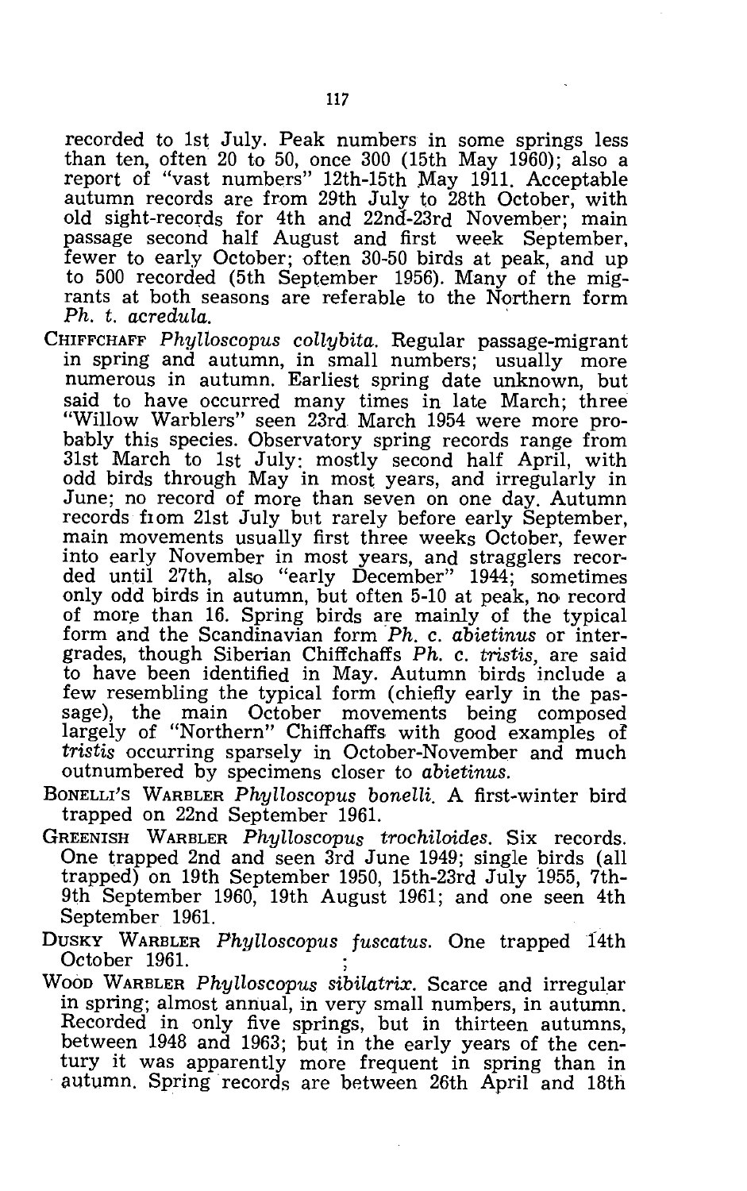recorded to 1st July. Peak numbers in some springs less than ten, often 20 to 50, once 300 (15th May 1960); also a report of "vast numbers" 12th-15th May 1911. Acceptable autumn records are from 29th July to 28th October, with old sight-records for 4th and 22nd-23rd November; main passage second half August and first week September, fewer to early October; often 30-50 birds at peak, and up to 500 recorded (5th September 1956). Many of the migrants at both seasons are referable to the Northern form *Ph. t. acredula.*

CHIFFCHAFF *Phylloscopus collybita.* Regular passage-migrant in spring and autumn, in small numbers; usually more numerous in autumn. Earliest spring date unknown, but said to have occurred many times in late March; three "Willow Warblers" seen 23rd March 1954 were more probably this species. Observatory spring records range from 31st March to 1st July: mostly second half April, with odd birds through May in most years, and irregularly in June; no record of more than seven on one day. Autumn records from 21st July but rarely before early September, main movements usually first three weeks October, fewer into early November in most years, and stragglers recorded until 27th, also "early December" 1944; sometimes only odd birds in autumn, but often 5-10 at peak, no record of more than 16. Spring birds are mainly of the typical form and the Scandinavian form *Ph. c. abietinus* or intergrades, though Siberian Chiffchaffs *Ph. c. tristis*, are said to have been identified in May. Autumn birds include a few resembling the typical form (chiefly early in the passage), the main October movements being composed largely of "Northern" Chiffchaffs with good examples of *tristis* occurring sparsely in October-November and much outnumbered by specimens closer to *abietinus.*

BONELLI'S WARBLER *Phylloscopus bonelli.* A first-winter bird trapped on 22nd September 1961.

GREENISH WARBLER *Phylloscopus trochiloides.* Six records. One trapped 2nd and seen 3rd June 1949; single birds (all trapped) on 19th September 1950, 15th-23rd July 1955, 7th-9th September 1960, 19th August 1961; and one seen 4th September 1961.

DUSKY WARBLER *Phylloscopus fuscatus.* One trapped 14th October 1961.

WOOD WARBLER *Phylloscopus sibilatrix.* Scarce and irregular in spring; almost annual, in very small numbers, in autumn. Recorded in only five springs, but in thirteen autumns, between 1948 and 1963; but in the early years of the century it was apparently more frequent in spring than in autumn. Spring records are between 26th April and 18th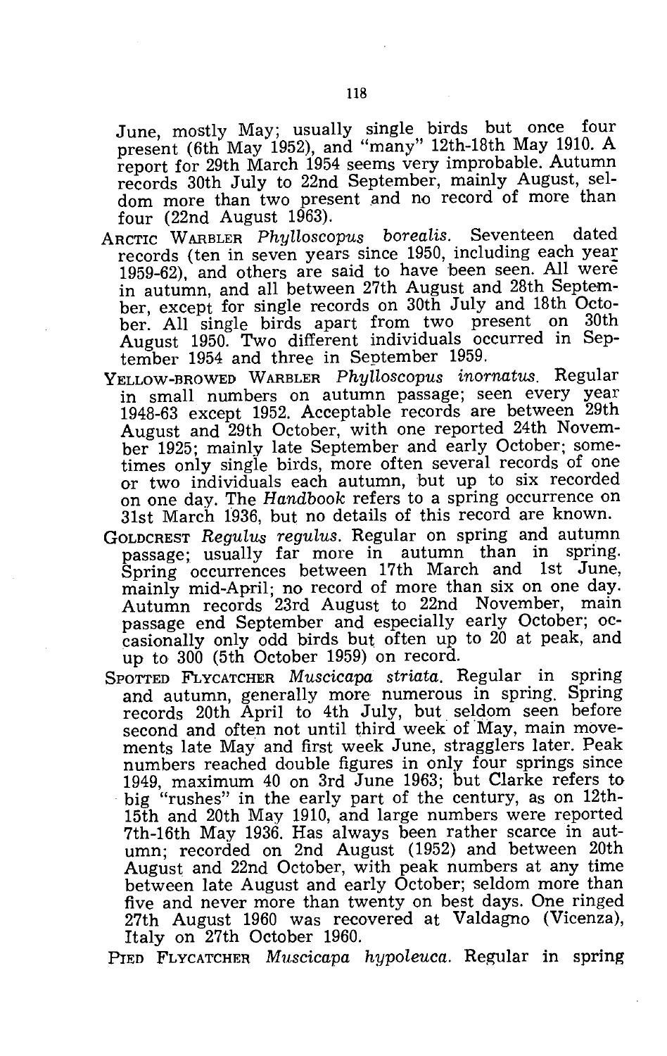June, mostly May; usually single birds but once four present (6th May 1952), and "many" 12th-18th May 1910. A report for 29th March 1954 seems very improbable. Autumn records 30th July to 22nd September, mainly August, seldom more than two present and no record of more than four (22nd August 1963).

ARCTIC WARBLER *Phylloscopus borealis*. Seventeen dated records (ten in seven years since 1950, including each year 1959-62), and others are said to have been seen. All were in autumn, and all between 27th August and 28th September, except for single records on 30th July and 18th October. All single birds apart from two present on 30th August 1950. Two different individuals occurred in September 1954 and three in September 1959.

YELLOW-BROWED WARBLER *Phylloscopus inornatus*. Regular in small numbers on autumn passage; seen every year 1948-63 except 1952. Acceptable records are between 29th August and 29th October, with one reported 24th November 1925; mainly late September and early October; sometimes only single birds, more often several records of one or two individuals each autumn, but up to six recorded on one day. The *Handbook* refers to a spring occurrence on 31st March 1936, but no details of this record are known.

GOLDCREST *Regulus regulus*. Regular on spring and autumn passage; usually far more in autumn than in spring. Spring occurrences between 17th March and 1st June, mainly mid-April; no record of more than six on one day. Autumn records 23rd August to 22nd November, main passage end September and especially early October; occasionally only odd birds but often up to 20 at peak, and up to 300 (5th October 1959) on record.

SPOTTED FLYCATCHER *Muscicapa striata*. Regular in spring and autumn, generally more numerous in spring. Spring records 20th April to 4th July, but seldom seen before second and often not until third week of May, main movements late May and first week June, stragglers later. Peak numbers reached double figures in only four springs since 1949, maximum 40 on 3rd June 1963; but Clarke refers to big "rushes" in the early part of the century, as on 12th-15th and 20th May 1910, and large numbers were reported 7th-16th May 1936. Has always been rather scarce in autumn; recorded on 2nd August (1952) and between 20th August and 22nd October, with peak numbers at any time between late August and early October; seldom more than five and never more than twenty on best days. One ringed 27th August 1960 was recovered at Valdagno (Vicenza), Italy on 27th October 1960.

PIED FLYCATCHER *Muscicapa hypoleuca*. Regular in spring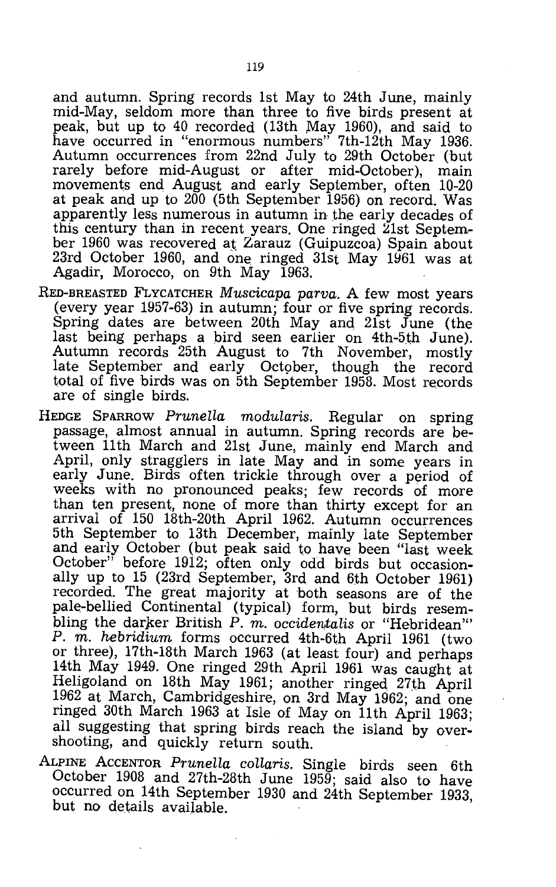and autumn. Spring records 1st May to 24th June, mainly mid-May, seldom more than three to five birds present at peak, but up to 40 recorded (13th May 1960), and said to have occurred in "enormous numbers" 7th-12th May 1936. Autumn occurrences from 22nd July to 29th October (but rarely before mid-August or after mid-October), main movements end August and early September, often 10-20 at peak and up to 200 (5th September 1956) on record. Was apparently less numerous in autumn in the early decades of this century than in recent years. One ringed 21st September 1960 was recovered at Zarauz (Guipuzcoa) Spain about 23rd October 1960, and one ringed 31st May 1961 was at Agadir, Morocco, on 9th May 1963.

RED-BREASTED FLYCATCHER *Muscicapa parva*. A few most years (every year 1957-63) in autumn; four or five spring records. Spring dates are between 20th May and 21st June (the last being perhaps a bird seen earlier on 4th-5th June). Autumn records 25th August to 7th November, mostly late September and early October, though the record total of five birds was on 5th September 1958. Most records are of single birds.

HEDGE SPARROW *Prunella modularis*. Regular on spring passage, almost annual in autumn. Spring records are between 11th March and 21st June, mainly end March and April, only stragglers in late May and in some years in early June. Birds often trickle through over a period of weeks with no pronounced peaks; few records of more than ten present, none of more than thirty except for an arrival of 150 18th-20th April 1962. Autumn occurrences 5th September to 13th December, mainly late September and early October (but peak said to have been "last week October" before 1912; often only odd birds but occasionally up to 15 (23rd September, 3rd and 6th October 1961) recorded. The great majority at both seasons are of the pale-bellied Continental (typical) form, but birds resembling the darker British *P. m. occidentalis* or "Hebridean" *P. m. hebridium* forms occurred 4th-6th April 1961 (two or three), 17th-18th March 1963 (at least four) and perhaps 14th May 1949. One ringed 29th April 1961 was caught at Heligoland on 18th May 1961; another ringed 27th April 1962 at March, Cambridgeshire, on 3rd May 1962; and one ringed 30th March 1963 at Isle of May on 11th April 1963; all suggesting that spring birds reach the island by overshooting, and quickly return south.

ALPINE ACCENTOR *Prunella collaris*. Single birds seen 6th October 1908 and 27th-28th June 1959; said also to have occurred on 14th September 1930 and 24th September 1933, but no details available.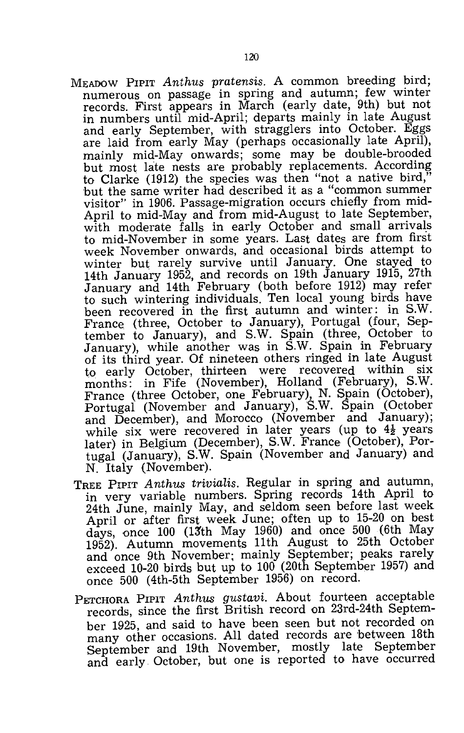MEADOW PIPIT *Anthus pratensis*. A common breeding bird; numerous on passage in spring and autumn; few winter records. First appears in March (early date, 9th) but not in numbers until mid-April; departs mainly in late August and early September, with stragglers into October. Eggs are laid from early May (perhaps occasionally late April), mainly mid-May onwards; some may be double-brooded but most late nests are probably replacements. According to Clarke (1912) the species was then "not a native bird," but the same writer had described it as a "common summer visitor" in 1906. Passage-migration occurs chiefly from mid-April to mid-May and from mid-August to late September, with moderate falls in early October and small arrivals to mid-November in some years. Last dates are from first week November onwards, and occasional birds attempt to winter but rarely survive until January. One stayed to 14th January 1952, and records on 19th January 1915, 27th January and 14th February (both before 1912) may refer to such wintering individuals. Ten local young birds have been recovered in the first autumn and winter: in S.W. France (three, October to January), Portugal (four, September to January), and S.W. Spain (three, October to January), while another was in S.W. Spain in February of its third year. Of nineteen others ringed in late August to early October, thirteen were recovered within six months: in Fife (November), Holland (February), S.W. France (three October, one February), N. Spain (October), Portugal (November and January), S.W. Spain (October and December), and Morocco (November and January); while six were recovered in later years (up to 4½ years later) in Belgium (December), S.W. France (October), Portugal (January), S.W. Spain (November and January) and N. Italy (November).

TREE PIPIT *Anthus trivialis*. Regular in spring and autumn, in very variable numbers. Spring records 14th April to 24th June, mainly May, and seldom seen before last week April or after first week June; often up to 15-20 on best days, once 100 (13th May 1960) and once 500 (6th May 1952). Autumn movements 11th August to 25th October and once 9th November; mainly September; peaks rarely exceed 10-20 birds but up to 100 (20th September 1957) and once 500 (4th-5th September 1956) on record.

PETCHORA PIPIT *Anthus gustavi*. About fourteen acceptable records, since the first British record on 23rd-24th September 1925, and said to have been seen but not recorded on many other occasions. All dated records are between 18th September and 19th November, mostly late September and early October, but one is reported to have occurred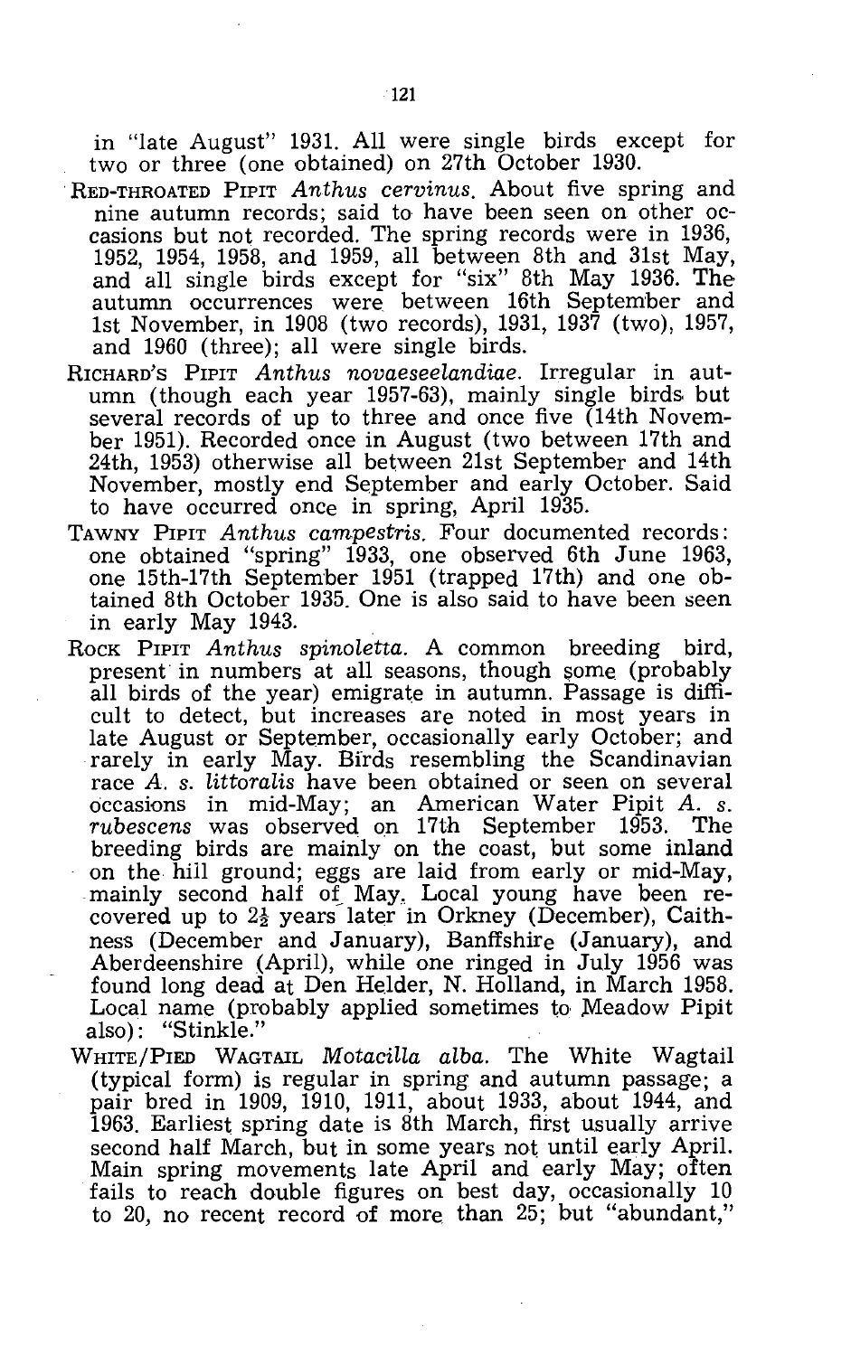in "late August" 1931. All were single birds except for two or three (one obtained) on 27th October 1930.

RED-THROATED PIPIT *Anthus cervinus*. About five spring and nine autumn records; said to have been seen on other occasions but not recorded. The spring records were in 1936, 1952, 1954, 1958, and 1959, all between 8th and 31st May, and all single birds except for "six" 8th May 1936. The autumn occurrences were between 16th September and 1st November, in 1908 (two records), 1931, 1937 (two), 1957, and 1960 (three); all were single birds.

RICHARD'S PIPIT *Anthus novaeseelandiae*. Irregular in autumn (though each year 1957-63), mainly single birds but several records of up to three and once five (14th November 1951). Recorded once in August (two between 17th and 24th, 1953) otherwise all between 21st September and 14th November, mostly end September and early October. Said to have occurred once in spring, April 1935.

TAWNY PIPIT *Anthus campestris*. Four documented records: one obtained "spring" 1933, one observed 6th June 1963, one 15th-17th September 1951 (trapped 17th) and one obtained 8th October 1935. One is also said to have been seen in early May 1943.

ROCK PIPIT *Anthus spinoletta*. A common breeding bird, present in numbers at all seasons, though some (probably all birds of the year) emigrate in autumn. Passage is difficult to detect, but increases are noted in most years in late August or September, occasionally early October; and rarely in early May. Birds resembling the Scandinavian race *A. s. littoralis* have been obtained or seen on several occasions in mid-May; an American Water Pipit *A. s. rubescens* was observed on 17th September 1953. The breeding birds are mainly on the coast, but some inland on the hill ground; eggs are laid from early or mid-May, mainly second half of May. Local young have been recovered up to 2½ years later in Orkney (December), Caithness (December and January), Banffshire (January), and Aberdeenshire (April), while one ringed in July 1956 was found long dead at Den Helder, N. Holland, in March 1958. Local name (probably applied sometimes to Meadow Pipit also): "Stinkle."

WHITE/PIED WAGTAIL *Motacilla alba*. The White Wagtail (typical form) is regular in spring and autumn passage; a pair bred in 1909, 1910, 1911, about 1933, about 1944, and 1963. Earliest spring date is 8th March, first usually arrive second half March, but in some years not until early April. Main spring movements late April and early May; often fails to reach double figures on best day, occasionally 10 to 20, no recent record of more than 25; but "abundant,"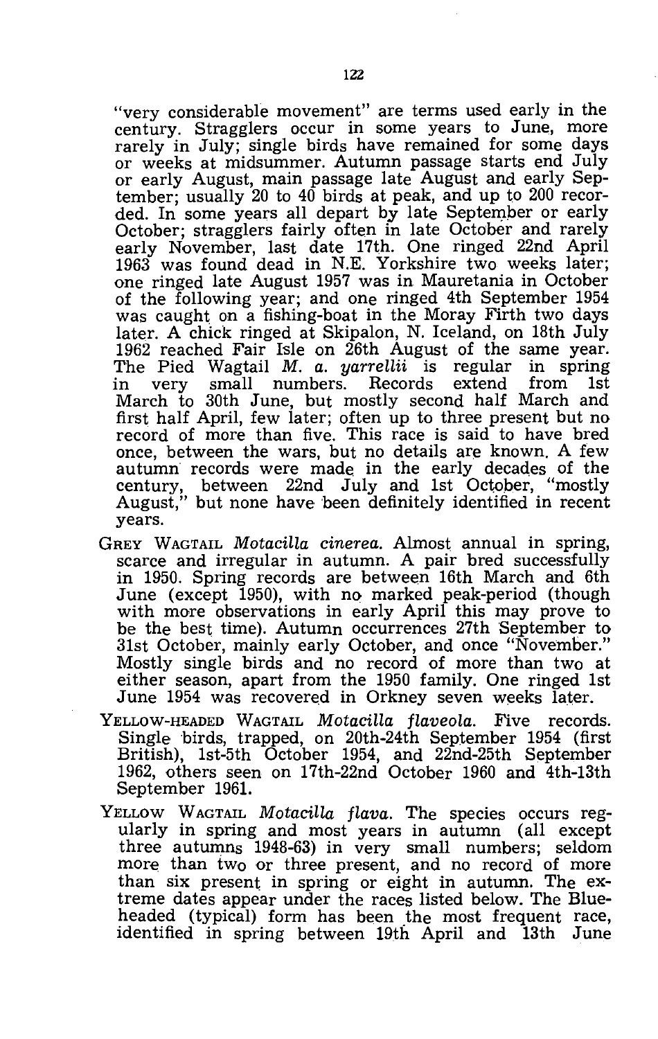"very considerable movement" are terms used early in the century. Stragglers occur in some years to June, more rarely in July; single birds have remained for some days or weeks at midsummer. Autumn passage starts end July or early August, main passage late August and early September; usually 20 to 40 birds at peak, and up to 200 recorded. In some years all depart by late September or early October; stragglers fairly often in late October and rarely early November, last date 17th. One ringed 22nd April 1963 was found dead in N.E. Yorkshire two weeks later; one ringed late August 1957 was in Mauretania in October of the following year; and one ringed 4th September 1954 was caught on a fishing-boat in the Moray Firth two days later. A chick ringed at Skipalon, N. Iceland, on 18th July 1962 reached Fair Isle on 26th August of the same year. The Pied Wagtail *M. a. yarrellii* is regular in spring in very small numbers. Records extend from 1st March to 30th June, but mostly second half March and first half April, few later; often up to three present but no record of more than five. This race is said to have bred once, between the wars, but no details are known. A few autumn records were made in the early decades of the century, between 22nd July and 1st October, "mostly August," but none have been definitely identified in recent years.

GREY WAGTAIL *Motacilla cinerea*. Almost annual in spring, scarce and irregular in autumn. A pair bred successfully in 1950. Spring records are between 16th March and 6th June (except 1950), with no marked peak-period (though with more observations in early April this may prove to be the best time). Autumn occurrences 27th September to 31st October, mainly early October, and once "November." Mostly single birds and no record of more than two at either season, apart from the 1950 family. One ringed 1st June 1954 was recovered in Orkney seven weeks later.

YELLOW-HEADED WAGTAIL *Motacilla flaveola*. Five records. Single birds, trapped, on 20th-24th September 1954 (first British), 1st-5th October 1954, and 22nd-25th September 1962, others seen on 17th-22nd October 1960 and 4th-13th September 1961.

YELLOW WAGTAIL *Motacilla flava*. The species occurs regularly in spring and most years in autumn (all except three autumns 1948-63) in very small numbers; seldom more than two or three present, and no record of more than six present in spring or eight in autumn. The extreme dates appear under the races listed below. The Blue-headed (typical) form has been the most frequent race, identified in spring between 19th April and 13th June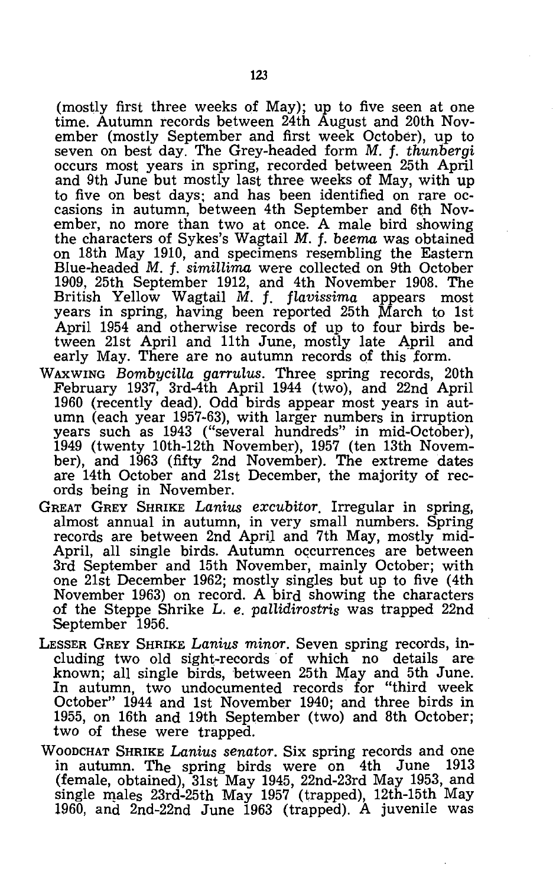(mostly first three weeks of May); up to five seen at one time. Autumn records between 24th August and 20th November (mostly September and first week October), up to seven on best day. The Grey-headed form *M. f. thunbergi* occurs most years in spring, recorded between 25th April and 9th June but mostly last three weeks of May, with up to five on best days; and has been identified on rare occasions in autumn, between 4th September and 6th November, no more than two at once. A male bird showing the characters of Sykes's Wagtail *M. f. beema* was obtained on 18th May 1910, and specimens resembling the Eastern Blue-headed *M. f. simillima* were collected on 9th October 1909, 25th September 1912, and 4th November 1908. The British Yellow Wagtail *M. f. flavissima* appears most years in spring, having been reported 25th March to 1st April 1954 and otherwise records of up to four birds between 21st April and 11th June, mostly late April and early May. There are no autumn records of this form.

WAXWING *Bombycilla garrulus*. Three spring records, 20th February 1937, 3rd-4th April 1944 (two), and 22nd April 1960 (recently dead). Odd birds appear most years in autumn (each year 1957-63), with larger numbers in irruption years such as 1943 ("several hundreds" in mid-October), 1949 (twenty 10th-12th November), 1957 (ten 13th November), and 1963 (fifty 2nd November). The extreme dates are 14th October and 21st December, the majority of records being in November.

GREAT GREY SHRIKE *Lanius excubitor*. Irregular in spring, almost annual in autumn, in very small numbers. Spring records are between 2nd April and 7th May, mostly mid-April, all single birds. Autumn occurrences are between 3rd September and 15th November, mainly October; with one 21st December 1962; mostly singles but up to five (4th November 1963) on record. A bird showing the characters of the Steppe Shrike *L. e. pallidirostris* was trapped 22nd September 1956.

LESSER GREY SHRIKE *Lanius minor*. Seven spring records, including two old sight-records of which no details are known; all single birds, between 25th May and 5th June. In autumn, two undocumented records for "third week October" 1944 and 1st November 1940; and three birds in 1955, on 16th and 19th September (two) and 8th October; two of these were trapped.

WOODCHAT SHRIKE *Lanius senator*. Six spring records and one in autumn. The spring birds were on 4th June 1913 (female, obtained), 31st May 1945, 22nd-23rd May 1953, and single males 23rd-25th May 1957 (trapped), 12th-15th May 1960, and 2nd-22nd June 1963 (trapped). A juvenile was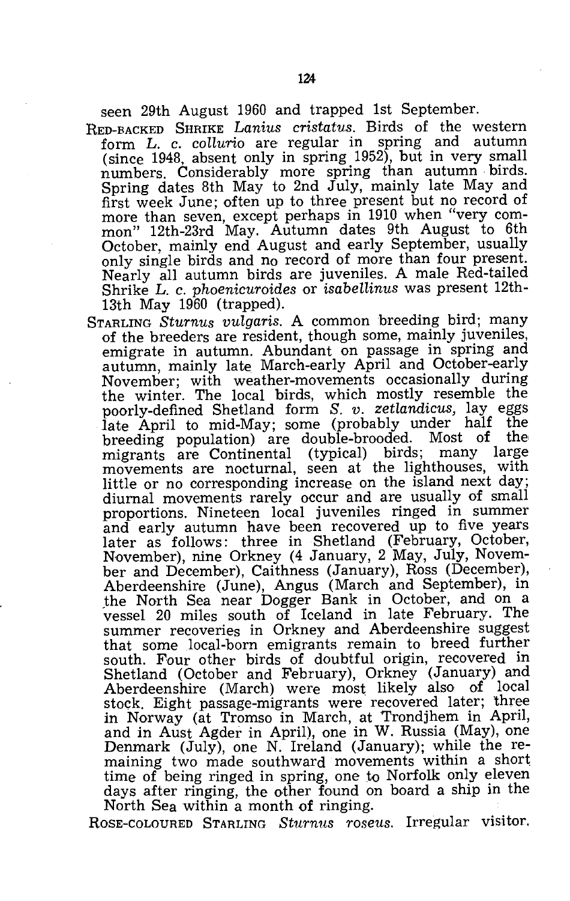seen 29th August 1960 and trapped 1st September.

RED-BACKED SHRIKE *Lanius cristatus*. Birds of the western form *L. c. collurio* are regular in spring and autumn (since 1948, absent only in spring 1952), but in very small numbers. Considerably more spring than autumn birds. Spring dates 8th May to 2nd July, mainly late May and first week June; often up to three present but no record of more than seven, except perhaps in 1910 when "very common" 12th-23rd May. Autumn dates 9th August to 6th October, mainly end August and early September, usually only single birds and no record of more than four present. Nearly all autumn birds are juveniles. A male Red-tailed Shrike *L. c. phoenicuroides* or *isabellinus* was present 12th-13th May 1960 (trapped).

STARLING *Sturnus vulgaris*. A common breeding bird; many of the breeders are resident, though some, mainly juveniles, emigrate in autumn. Abundant on passage in spring and autumn, mainly late March-early April and October-early November; with weather-movements occasionally during the winter. The local birds, which mostly resemble the poorly-defined Shetland form *S. v. zetlandicus*, lay eggs late April to mid-May; some (probably under half the breeding population) are double-brooded. Most of the migrants are Continental (typical) birds; many large movements are nocturnal, seen at the lighthouses, with little or no corresponding increase on the island next day; diurnal movements rarely occur and are usually of small proportions. Nineteen local juveniles ringed in summer and early autumn have been recovered up to five years later as follows: three in Shetland (February, October, November), nine Orkney (4 January, 2 May, July, November and December), Caithness (January), Ross (December), Aberdeenshire (June), Angus (March and September), in the North Sea near Dogger Bank in October, and on a vessel 20 miles south of Iceland in late February. The summer recoveries in Orkney and Aberdeenshire suggest that some local-born emigrants remain to breed further south. Four other birds of doubtful origin, recovered in Shetland (October and February), Orkney (January) and Aberdeenshire (March) were most likely also of local stock. Eight passage-migrants were recovered later; three in Norway (at Tromso in March, at Trondjhem in April, and in Aust Agder in April), one in W. Russia (May), one Denmark (July), one N. Ireland (January); while the remaining two made southward movements within a short time of being ringed in spring, one to Norfolk only eleven days after ringing, the other found on board a ship in the North Sea within a month of ringing.

ROSE-COLOURED STARLING *Sturnus roseus*. Irregular visitor.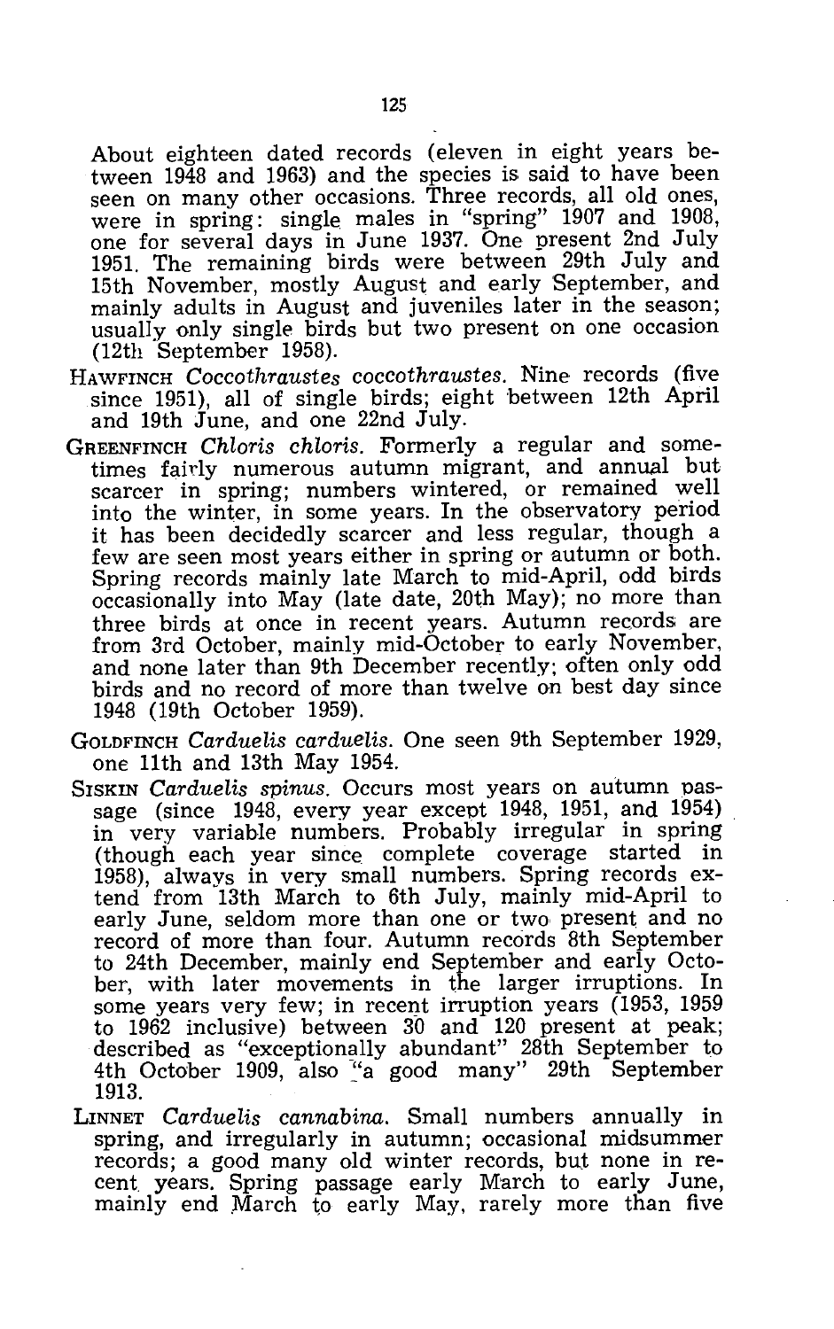About eighteen dated records (eleven in eight years between 1948 and 1963) and the species is said to have been seen on many other occasions. Three records, all old ones, were in spring: single males in "spring" 1907 and 1908, one for several days in June 1937. One present 2nd July 1951. The remaining birds were between 29th July and 15th November, mostly August and early September, and mainly adults in August and juveniles later in the season; usually only single birds but two present on one occasion (12th September 1958).

HAWFINCH *Coccothraustes coccothraustes*. Nine records (five since 1951), all of single birds; eight between 12th April and 19th June, and one 22nd July.

GREENFINCH *Chloris chloris*. Formerly a regular and sometimes fairly numerous autumn migrant, and annual but scarcer in spring; numbers wintered, or remained well into the winter, in some years. In the observatory period it has been decidedly scarcer and less regular, though a few are seen most years either in spring or autumn or both. Spring records mainly late March to mid-April, odd birds occasionally into May (late date, 20th May); no more than three birds at once in recent years. Autumn records are from 3rd October, mainly mid-October to early November, and none later than 9th December recently; often only odd birds and no record of more than twelve on best day since 1948 (19th October 1959).

GOLDFINCH *Carduelis carduelis*. One seen 9th September 1929, one 11th and 13th May 1954.

SISKIN *Carduelis spinus*. Occurs most years on autumn passage (since 1948, every year except 1948, 1951, and 1954) in very variable numbers. Probably irregular in spring (though each year since complete coverage started in 1958), always in very small numbers. Spring records extend from 13th March to 6th July, mainly mid-April to early June, seldom more than one or two present and no record of more than four. Autumn records 8th September to 24th December, mainly end September and early October, with later movements in the larger irruptions. In some years very few; in recent irruption years (1953, 1959 to 1962 inclusive) between 30 and 120 present at peak; described as "exceptionally abundant" 28th September to 4th October 1909, also "a good many" 29th September 1913.

LINNET *Carduelis cannabina*. Small numbers annually in spring, and irregularly in autumn; occasional midsummer records; a good many old winter records, but none in recent years. Spring passage early March to early June, mainly end March to early May, rarely more than five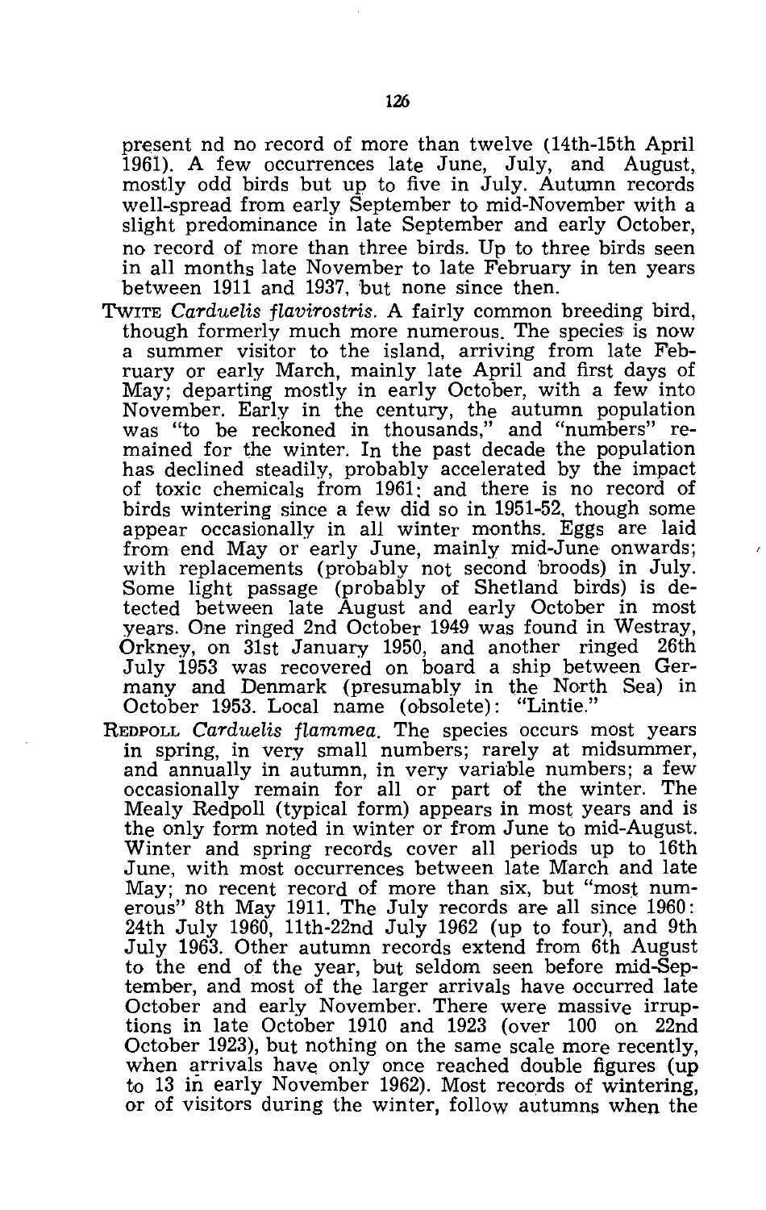present nd no record of more than twelve (14th-15th April 1961). A few occurrences late June, July, and August, mostly odd birds but up to five in July. Autumn records well-spread from early September to mid-November with a slight predominance in late September and early October, no record of more than three birds. Up to three birds seen in all months late November to late February in ten years between 1911 and 1937, but none since then.

TWITE *Carduelis flavirostris*. A fairly common breeding bird, though formerly much more numerous. The species is now a summer visitor to the island, arriving from late February or early March, mainly late April and first days of May; departing mostly in early October, with a few into November. Early in the century, the autumn population was "to be reckoned in thousands," and "numbers" remained for the winter. In the past decade the population has declined steadily, probably accelerated by the impact of toxic chemicals from 1961; and there is no record of birds wintering since a few did so in 1951-52, though some appear occasionally in all winter months. Eggs are laid from end May or early June, mainly mid-June onwards; with replacements (probably not second broods) in July. Some light passage (probably of Shetland birds) is detected between late August and early October in most years. One ringed 2nd October 1949 was found in Westray, Orkney, on 31st January 1950, and another ringed 26th July 1953 was recovered on board a ship between Germany and Denmark (presumably in the North Sea) in October 1953. Local name (obsolete): "Lintie."

REDPOLL *Carduelis flammea*. The species occurs most years in spring, in very small numbers; rarely at midsummer, and annually in autumn, in very variable numbers; a few occasionally remain for all or part of the winter. The Mealy Redpoll (typical form) appears in most years and is the only form noted in winter or from June to mid-August. Winter and spring records cover all periods up to 16th June, with most occurrences between late March and late May; no recent record of more than six, but "most numerous" 8th May 1911. The July records are all since 1960: 24th July 1960, 11th-22nd July 1962 (up to four), and 9th July 1963. Other autumn records extend from 6th August to the end of the year, but seldom seen before mid-September, and most of the larger arrivals have occurred late October and early November. There were massive irruptions in late October 1910 and 1923 (over 100 on 22nd October 1923), but nothing on the same scale more recently, when arrivals have only once reached double figures (up to 13 in early November 1962). Most records of wintering, or of visitors during the winter, follow autumns when the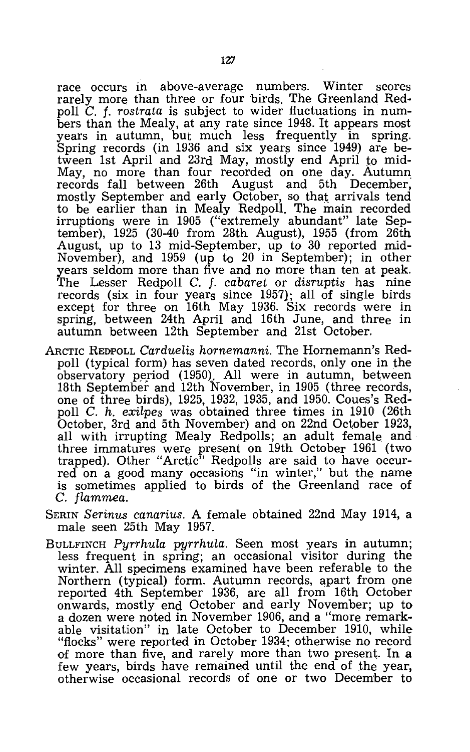race occurs in above-average numbers. Winter scores rarely more than three or four birds. The Greenland Redpoll *C. f. rostrata* is subject to wider fluctuations in numbers than the Mealy, at any rate since 1948. It appears most years in autumn, but much less frequently in spring. Spring records (in 1936 and six years since 1949) are between 1st April and 23rd May, mostly end April to mid-May, no more than four recorded on one day. Autumn records fall between 26th August and 5th December, mostly September and early October, so that arrivals tend to be earlier than in Mealy Redpoll. The main recorded irruptions were in 1905 ("extremely abundant" late September), 1925 (30-40 from 28th August), 1955 (from 26th August, up to 13 mid-September, up to 30 reported mid-November), and 1959 (up to 20 in September); in other years seldom more than five and no more than ten at peak. The Lesser Redpoll *C. f. cabaret* or *disruptis* has nine records (six in four years since 1957); all of single birds except for three on 16th May 1936. Six records were in spring, between 24th April and 16th June, and three in autumn between 12th September and 21st October.

ARCTIC REDPOLL *Carduelis hornemanni*. The Hornemann's Redpoll (typical form) has seven dated records, only one in the observatory period (1950). All were in autumn, between 18th September and 12th November, in 1905 (three records, one of three birds), 1925, 1932, 1935, and 1950. Coues's Redpoll *C. h. exilpes* was obtained three times in 1910 (26th October, 3rd and 5th November) and on 22nd October 1923, all with irrupting Mealy Redpolls; an adult female and three immatures were present on 19th October 1961 (two trapped). Other "Arctic" Redpolls are said to have occurred on a good many occasions "in winter," but the name is sometimes applied to birds of the Greenland race of *C. flammea*.

SERIN *Serinus canarius*. A female obtained 22nd May 1914, a male seen 25th May 1957.

BULLFINCH *Pyrrhula pyrrhula*. Seen most years in autumn; less frequent in spring; an occasional visitor during the winter. All specimens examined have been referable to the Northern (typical) form. Autumn records, apart from one reported 4th September 1936, are all from 16th October onwards, mostly end October and early November; up to a dozen were noted in November 1906, and a "more remarkable visitation" in late October to December 1910, while "flocks" were reported in October 1934; otherwise no record of more than five, and rarely more than two present. In a few years, birds have remained until the end of the year, otherwise occasional records of one or two December to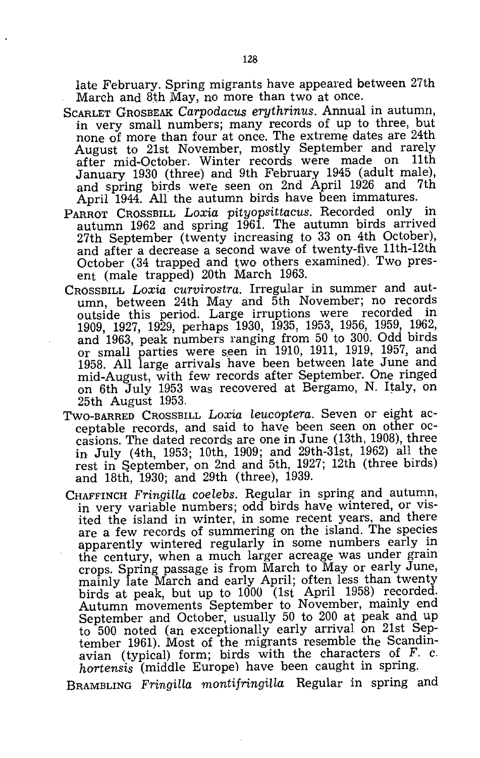late February. Spring migrants have appeared between 27th March and 8th May, no more than two at once.

SCARLET GROSBEAK *Carpodacus erythrinus*. Annual in autumn, in very small numbers; many records of up to three, but none of more than four at once. The extreme dates are 24th August to 21st November, mostly September and rarely after mid-October. Winter records were made on 11th January 1930 (three) and 9th February 1945 (adult male), and spring birds were seen on 2nd April 1926 and 7th April 1944. All the autumn birds have been immatures.

PARROT CROSSBILL *Loxia pityopsittacus*. Recorded only in autumn 1962 and spring 1961. The autumn birds arrived 27th September (twenty increasing to 33 on 4th October), and after a decrease a second wave of twenty-five 11th-12th October (34 trapped and two others examined). Two present (male trapped) 20th March 1963.

CROSSBILL *Loxia curvirostra*. Irregular in summer and autumn, between 24th May and 5th November; no records outside this period. Large irruptions were recorded in 1909, 1927, 1929, perhaps 1930, 1935, 1953, 1956, 1959, 1962, and 1963, peak numbers ranging from 50 to 300. Odd birds or small parties were seen in 1910, 1911, 1919, 1957, and 1958. All large arrivals have been between late June and mid-August, with few records after September. One ringed on 6th July 1953 was recovered at Bergamo, N. Italy, on 25th August 1953.

TWO-BARRED CROSSBILL *Loxia leucoptera*. Seven or eight acceptable records, and said to have been seen on other occasions. The dated records are one in June (13th, 1908), three in July (4th, 1953; 10th, 1909; and 29th-31st, 1962) all the rest in September, on 2nd and 5th, 1927; 12th (three birds) and 18th, 1930; and 29th (three), 1939.

CHAFFINCH *Fringilla coelebs*. Regular in spring and autumn, in very variable numbers; odd birds have wintered, or visited the island in winter, in some recent years, and there are a few records of summering on the island. The species apparently wintered regularly in some numbers early in the century, when a much larger acreage was under grain crops. Spring passage is from March to May or early June, mainly late March and early April; often less than twenty birds at peak, but up to 1000 (1st April 1958) recorded. Autumn movements September to November, mainly end September and October, usually 50 to 200 at peak and up to 500 noted (an exceptionally early arrival on 21st September 1961). Most of the migrants resemble the Scandinavian (typical) form; birds with the characters of *F. c. hortensis* (middle Europe) have been caught in spring.

BRAMBLING *Fringilla montifringilla* Regular in spring and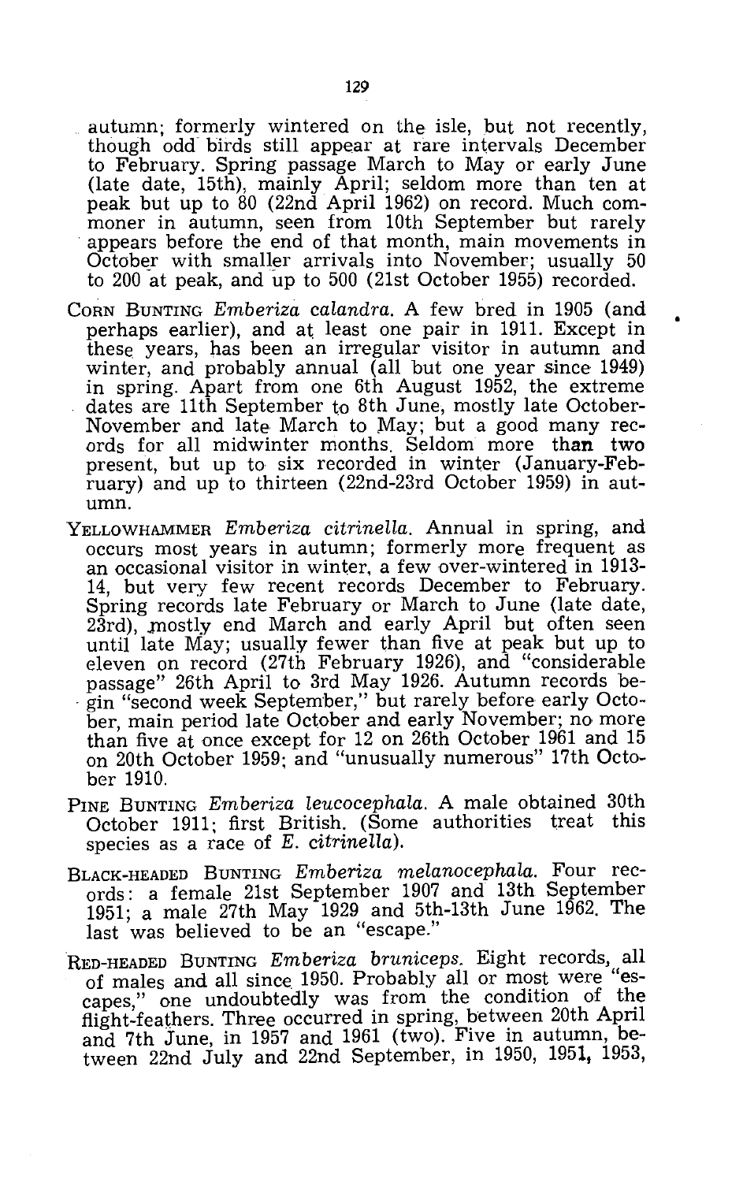autumn; formerly wintered on the isle, but not recently, though odd birds still appear at rare intervals December to February. Spring passage March to May or early June (late date, 15th), mainly April; seldom more than ten at peak but up to 80 (22nd April 1962) on record. Much commoner in autumn, seen from 10th September but rarely appears before the end of that month, main movements in October with smaller arrivals into November; usually 50 to 200 at peak, and up to 500 (21st October 1955) recorded.

CORN BUNTING *Emberiza calandra*. A few bred in 1905 (and perhaps earlier), and at least one pair in 1911. Except in these years, has been an irregular visitor in autumn and winter, and probably annual (all but one year since 1949) in spring. Apart from one 6th August 1952, the extreme dates are 11th September to 8th June, mostly late October-November and late March to May; but a good many records for all midwinter months. Seldom more than two present, but up to six recorded in winter (January-February) and up to thirteen (22nd-23rd October 1959) in autumn.

YELLOWHAMMER *Emberiza citrinella*. Annual in spring, and occurs most years in autumn; formerly more frequent as an occasional visitor in winter, a few over-wintered in 1913-14, but very few recent records December to February. Spring records late February or March to June (late date, 23rd), mostly end March and early April but often seen until late May; usually fewer than five at peak but up to eleven on record (27th February 1926), and "considerable passage" 26th April to 3rd May 1926. Autumn records begin "second week September," but rarely before early October, main period late October and early November; no more than five at once except for 12 on 26th October 1961 and 15 on 20th October 1959; and "unusually numerous" 17th October 1910.

PINE BUNTING *Emberiza leucocephala*. A male obtained 30th October 1911; first British. (Some authorities treat this species as a race of *E. citrinella*).

BLACK-HEADED BUNTING *Emberiza melanocephala*. Four records: a female 21st September 1907 and 13th September 1951; a male 27th May 1929 and 5th-13th June 1962. The last was believed to be an "escape."

RED-HEADED BUNTING *Emberiza bruniceps*. Eight records, all of males and all since 1950. Probably all or most were "escapes," one undoubtedly was from the condition of the flight-feathers. Three occurred in spring, between 20th April and 7th June, in 1957 and 1961 (two). Five in autumn, between 22nd July and 22nd September, in 1950, 1951, 1953,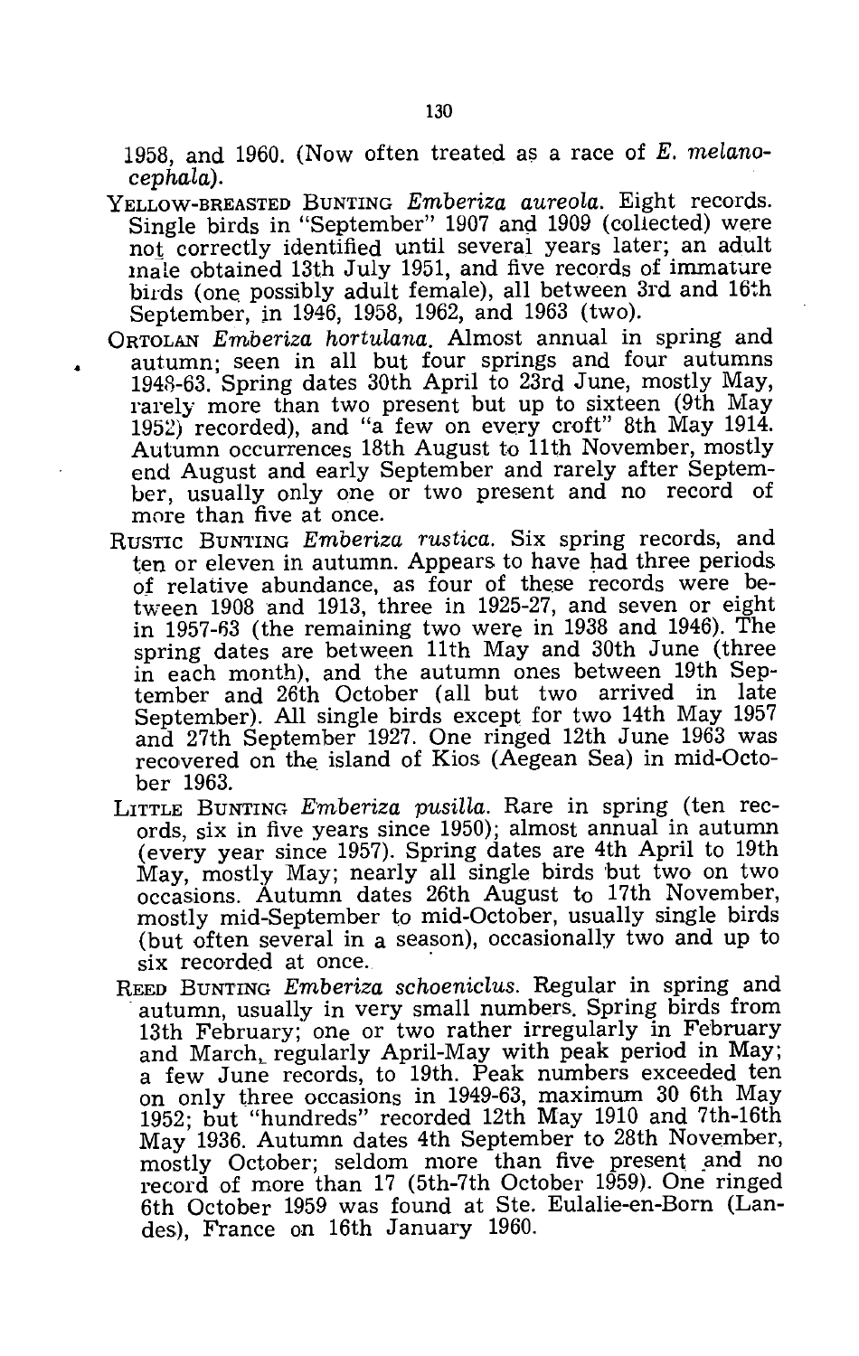1958, and 1960. (Now often treated as a race of *E. melanocephala*).

YELLOW-BREASTED BUNTING *Emberiza aureola*. Eight records. Single birds in "September" 1907 and 1909 (collected) were not correctly identified until several years later; an adult male obtained 13th July 1951, and five records of immature birds (one possibly adult female), all between 3rd and 16th September, in 1946, 1958, 1962, and 1963 (two).

ORTOLAN *Emberiza hortulana*. Almost annual in spring and autumn; seen in all but four springs and four autumns 1948-63. Spring dates 30th April to 23rd June, mostly May, rarely more than two present but up to sixteen (9th May 1952) recorded), and "a few on every croft" 8th May 1914. Autumn occurrences 18th August to 11th November, mostly end August and early September and rarely after September, usually only one or two present and no record of more than five at once.

RUSTIC BUNTING *Emberiza rustica*. Six spring records, and ten or eleven in autumn. Appears to have had three periods of relative abundance, as four of these records were between 1908 and 1913, three in 1925-27, and seven or eight in 1957-63 (the remaining two were in 1938 and 1946). The spring dates are between 11th May and 30th June (three in each month), and the autumn ones between 19th September and 26th October (all but two arrived in late September). All single birds except for two 14th May 1957 and 27th September 1927. One ringed 12th June 1963 was recovered on the island of Kios (Aegean Sea) in mid-October 1963.

LITTLE BUNTING *Emberiza pusilla*. Rare in spring (ten records, six in five years since 1950); almost annual in autumn (every year since 1957). Spring dates are 4th April to 19th May, mostly May; nearly all single birds but two on two occasions. Autumn dates 26th August to 17th November, mostly mid-September to mid-October, usually single birds (but often several in a season), occasionally two and up to six recorded at once.

REED BUNTING *Emberiza schoeniclus*. Regular in spring and autumn, usually in very small numbers. Spring birds from 13th February; one or two rather irregularly in February and March, regularly April-May with peak period in May; a few June records, to 19th. Peak numbers exceeded ten on only three occasions in 1949-63, maximum 30 6th May 1952; but "hundreds" recorded 12th May 1910 and 7th-16th May 1936. Autumn dates 4th September to 28th November, mostly October; seldom more than five present and no record of more than 17 (5th-7th October 1959). One ringed 6th October 1959 was found at Ste. Eulalie-en-Born (Landes), France on 16th January 1960.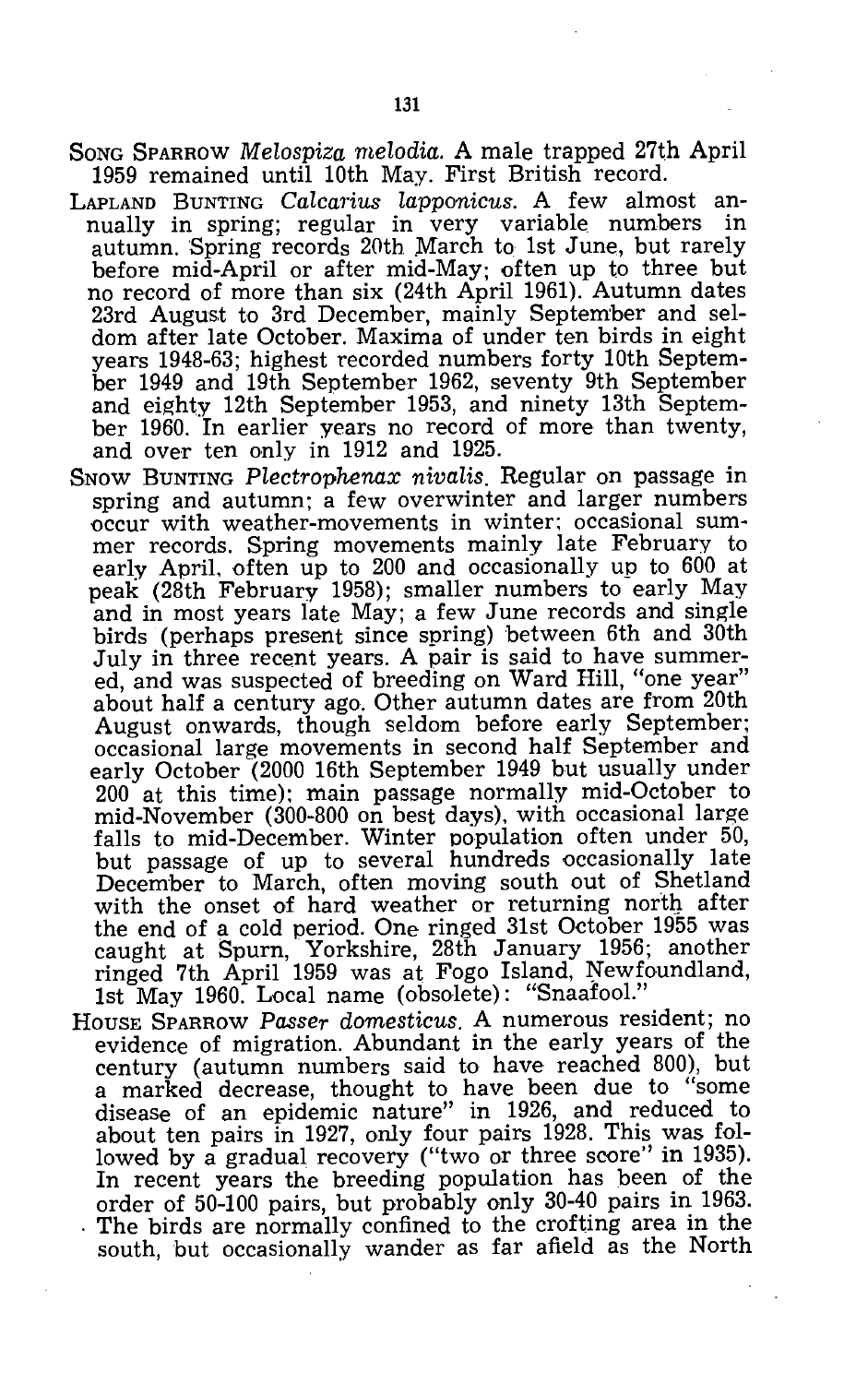SONG SPARROW *Melospiza melodia*. A male trapped 27th April 1959 remained until 10th May. First British record.

LAPLAND BUNTING *Calcarius lapponicus*. A few almost annually in spring; regular in very variable numbers in autumn. Spring records 20th March to 1st June, but rarely before mid-April or after mid-May; often up to three but no record of more than six (24th April 1961). Autumn dates 23rd August to 3rd December, mainly September and seldom after late October. Maxima of under ten birds in eight years 1948-63; highest recorded numbers forty 10th September 1949 and 19th September 1962, seventy 9th September and eighty 12th September 1953, and ninety 13th September 1960. In earlier years no record of more than twenty, and over ten only in 1912 and 1925.

SNOW BUNTING *Plectrophenax nivalis*. Regular on passage in spring and autumn; a few overwinter and larger numbers occur with weather-movements in winter; occasional summer records. Spring movements mainly late February to early April, often up to 200 and occasionally up to 600 at peak (28th February 1958); smaller numbers to early May and in most years late May; a few June records and single birds (perhaps present since spring) between 6th and 30th July in three recent years. A pair is said to have summered, and was suspected of breeding on Ward Hill, "one year" about half a century ago. Other autumn dates are from 20th August onwards, though seldom before early September; occasional large movements in second half September and early October (2000 16th September 1949 but usually under 200 at this time); main passage normally mid-October to mid-November (300-800 on best days), with occasional large falls to mid-December. Winter population often under 50, but passage of up to several hundreds occasionally late December to March, often moving south out of Shetland with the onset of hard weather or returning north after the end of a cold period. One ringed 31st October 1955 was caught at Spurn, Yorkshire, 28th January 1956; another ringed 7th April 1959 was at Fogo Island, Newfoundland, 1st May 1960. Local name (obsolete): "Snaafool."

HOUSE SPARROW *Passer domesticus*. A numerous resident; no evidence of migration. Abundant in the early years of the century (autumn numbers said to have reached 800), but a marked decrease, thought to have been due to "some disease of an epidemic nature" in 1926, and reduced to about ten pairs in 1927, only four pairs 1928. This was followed by a gradual recovery ("two or three score" in 1935). In recent years the breeding population has been of the order of 50-100 pairs, but probably only 30-40 pairs in 1963. The birds are normally confined to the crofting area in the south, but occasionally wander as far afield as the North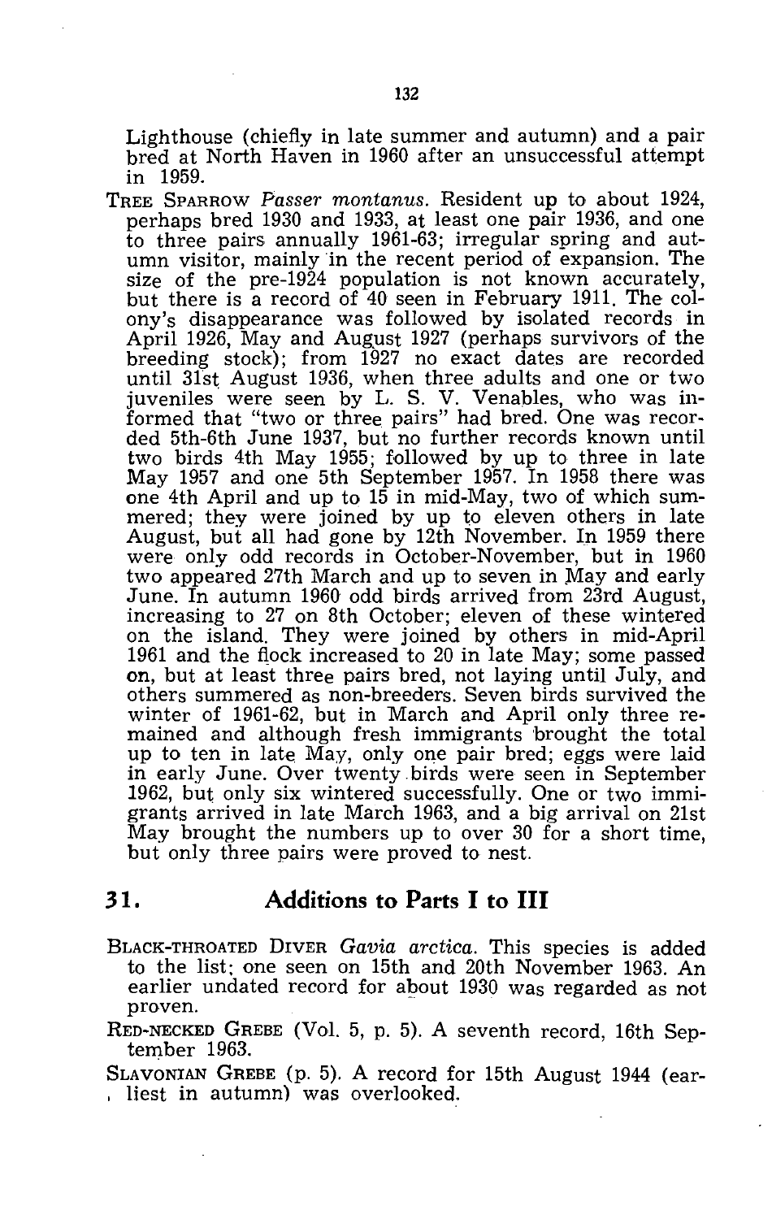Lighthouse (chiefly in late summer and autumn) and a pair bred at North Haven in 1960 after an unsuccessful attempt in 1959.

TREE SPARROW *Passer montanus*. Resident up to about 1924, perhaps bred 1930 and 1933, at least one pair 1936, and one to three pairs annually 1961-63; irregular spring and autumn visitor, mainly in the recent period of expansion. The size of the pre-1924 population is not known accurately, but there is a record of 40 seen in February 1911. The colony's disappearance was followed by isolated records in April 1926, May and August 1927 (perhaps survivors of the breeding stock); from 1927 no exact dates are recorded until 31st August 1936, when three adults and one or two juveniles were seen by L. S. V. Venables, who was informed that "two or three pairs" had bred. One was recorded 5th-6th June 1937, but no further records known until two birds 4th May 1955; followed by up to three in late May 1957 and one 5th September 1957. In 1958 there was one 4th April and up to 15 in mid-May, two of which summered; they were joined by up to eleven others in late August, but all had gone by 12th November. In 1959 there were only odd records in October-November, but in 1960 two appeared 27th March and up to seven in May and early June. In autumn 1960 odd birds arrived from 23rd August, increasing to 27 on 8th October; eleven of these wintered on the island. They were joined by others in mid-April 1961 and the flock increased to 20 in late May; some passed on, but at least three pairs bred, not laying until July, and others summered as non-breeders. Seven birds survived the winter of 1961-62, but in March and April only three remained and although fresh immigrants brought the total up to ten in late May, only one pair bred; eggs were laid in early June. Over twenty birds were seen in September 1962, but only six wintered successfully. One or two immigrants arrived in late March 1963, and a big arrival on 21st May brought the numbers up to over 30 for a short time, but only three pairs were proved to nest.

## 31. Additions to Parts I to III

BLACK-THROATED DIVER *Gavia arctica*. This species is added to the list; one seen on 15th and 20th November 1963. An earlier undated record for about 1930 was regarded as not proven.

RED-NECKED GREBE (Vol. 5, p. 5). A seventh record, 16th September 1963.

SLAVONIAN GREBE (p. 5). A record for 15th August 1944 (earliest in autumn) was overlooked.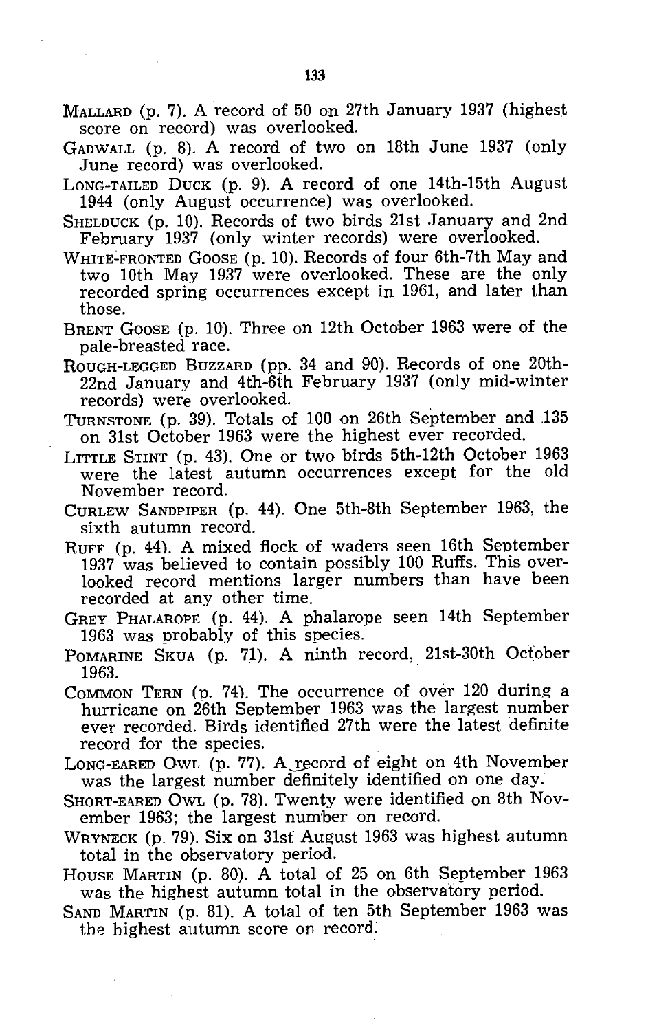MALLARD (p. 7). A record of 50 on 27th January 1937 (highest score on record) was overlooked.

GADWALL (p. 8). A record of two on 18th June 1937 (only June record) was overlooked.

LONG-TAILED DUCK (p. 9). A record of one 14th-15th August 1944 (only August occurrence) was overlooked.

SHELDUCK (p. 10). Records of two birds 21st January and 2nd February 1937 (only winter records) were overlooked.

WHITE-FRONTED GOOSE (p. 10). Records of four 6th-7th May and two 10th May 1937 were overlooked. These are the only recorded spring occurrences except in 1961, and later than those.

BRENT GOOSE (p. 10). Three on 12th October 1963 were of the pale-breasted race.

ROUGH-LEGGED BUZZARD (pp. 34 and 90). Records of one 20th-22nd January and 4th-6th February 1937 (only mid-winter records) were overlooked.

TURNSTONE (p. 39). Totals of 100 on 26th September and 135 on 31st October 1963 were the highest ever recorded.

LITTLE STINT (p. 43). One or two birds 5th-12th October 1963 were the latest autumn occurrences except for the old November record.

CURLEW SANDPIPER (p. 44). One 5th-8th September 1963, the sixth autumn record.

RUFF (p. 44). A mixed flock of waders seen 16th September 1937 was believed to contain possibly 100 Ruffs. This overlooked record mentions larger numbers than have been recorded at any other time.

GREY PHALAROPE (p. 44). A phalarope seen 14th September 1963 was probably of this species.

POMARINE SKUA (p. 71). A ninth record, 21st-30th October 1963.

COMMON TERN (p. 74). The occurrence of over 120 during a hurricane on 26th September 1963 was the largest number ever recorded. Birds identified 27th were the latest definite record for the species.

LONG-EARED OWL (p. 77). A record of eight on 4th November was the largest number definitely identified on one day.

SHORT-EARED OWL (p. 78). Twenty were identified on 8th November 1963; the largest number on record.

WRYNECK (p. 79). Six on 31st August 1963 was highest autumn total in the observatory period.

HOUSE MARTIN (p. 80). A total of 25 on 6th September 1963 was the highest autumn total in the observatory period.

SAND MARTIN (p. 81). A total of ten 5th September 1963 was the highest autumn score on record.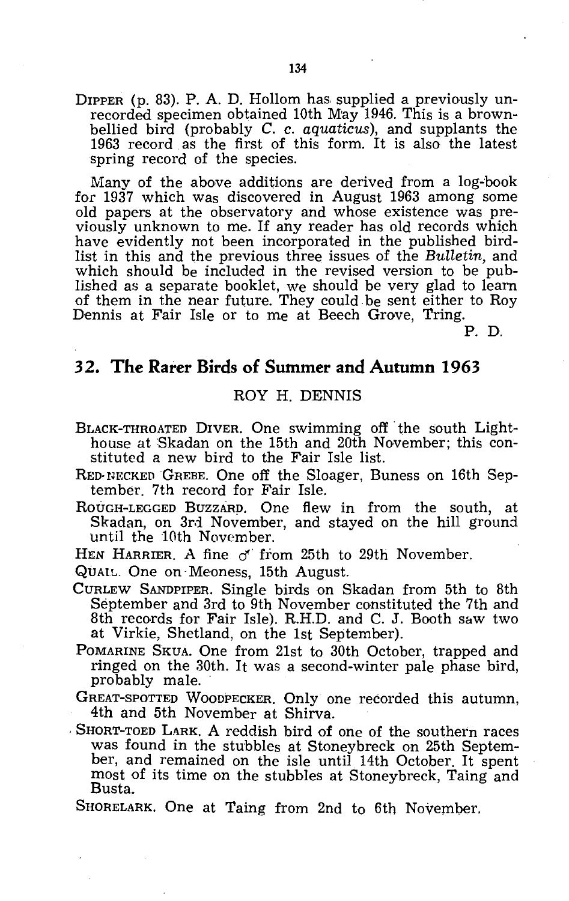DIPPER (p. 83). P. A. D. Hollom has supplied a previously unrecorded specimen obtained 10th May 1946. This is a brown-bellied bird (probably *C. c. aquaticus*), and supplants the 1963 record as the first of this form. It is also the latest spring record of the species.

Many of the above additions are derived from a log-book for 1937 which was discovered in August 1963 among some old papers at the observatory and whose existence was previously unknown to me. If any reader has old records which have evidently not been incorporated in the published bird-list in this and the previous three issues of the *Bulletin*, and which should be included in the revised version to be published as a separate booklet, we should be very glad to learn of them in the near future. They could be sent either to Roy Dennis at Fair Isle or to me at Beech Grove, Tring.

P. D.

## 32. The Rarer Birds of Summer and Autumn 1963

ROY H. DENNIS

BLACK-THROATED DIVER. One swimming off the south Lighthouse at Skadan on the 15th and 20th November; this constituted a new bird to the Fair Isle list.

RED-NECKED GREBE. One off the Sloager, Buness on 16th September. 7th record for Fair Isle.

ROUGH-LEGGED BUZZARD. One flew in from the south, at Skadan, on 3rd November, and stayed on the hill ground until the 10th November.

HEN HARRIER. A fine ♂ from 25th to 29th November.

QUAIL. One on Meoness, 15th August.

CURLEW SANDPIPER. Single birds on Skadan from 5th to 8th September and 3rd to 9th November constituted the 7th and 8th records for Fair Isle). R.H.D. and C. J. Booth saw two at Virkie, Shetland, on the 1st September).

POMARINE SKUA. One from 21st to 30th October, trapped and ringed on the 30th. It was a second-winter pale phase bird, probably male.

GREAT-SPOTTED WOODPECKER. Only one recorded this autumn, 4th and 5th November at Shirva.

SHORT-TOED LARK. A reddish bird of one of the southern races was found in the stubbles at Stoneybreck on 25th September, and remained on the isle until 14th October. It spent most of its time on the stubbles at Stoneybreck, Taing and Busta.

SHORELARK. One at Taing from 2nd to 6th November.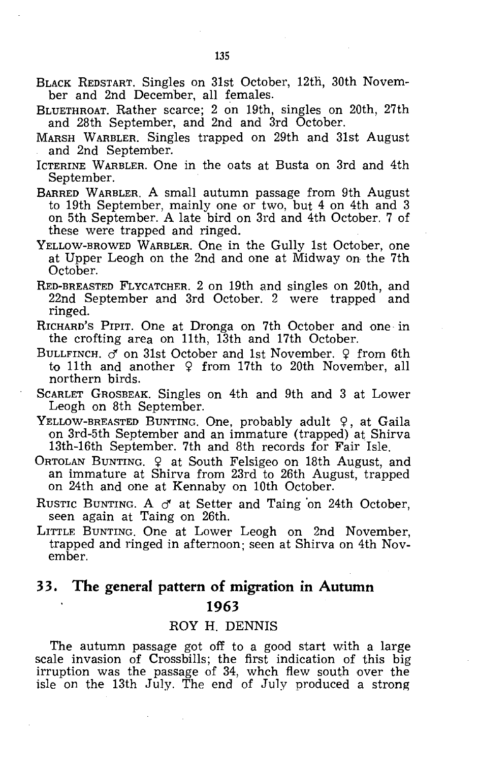BLACK REDSTART. Singles on 31st October, 12th, 30th November and 2nd December, all females.

BLUETHROAT. Rather scarce; 2 on 19th, singles on 20th, 27th and 28th September, and 2nd and 3rd October.

MARSH WARBLER. Singles trapped on 29th and 31st August and 2nd September.

ICTERINE WARBLER. One in the oats at Busta on 3rd and 4th September.

BARRED WARBLER. A small autumn passage from 9th August to 19th September, mainly one or two, but 4 on 4th and 3 on 5th September. A late bird on 3rd and 4th October. 7 of these were trapped and ringed.

YELLOW-BROWED WARBLER. One in the Gully 1st October, one at Upper Leogh on the 2nd and one at Midway on the 7th October.

RED-BREASTED FLYCATCHER. 2 on 19th and singles on 20th, and 22nd September and 3rd October. 2 were trapped and ringed.

RICHARD'S PIPIT. One at Dronga on 7th October and one in the crofting area on 11th, 13th and 17th October.

BULLFINCH. ♂ on 31st October and 1st November. ♀ from 6th to 11th and another ♀ from 17th to 20th November, all northern birds.

SCARLET GROSBEAK. Singles on 4th and 9th and 3 at Lower Leogh on 8th September.

YELLOW-BREASTED BUNTING. One, probably adult ♀, at Gaila on 3rd-5th September and an immature (trapped) at Shirva 13th-16th September. 7th and 8th records for Fair Isle.

ORTOLAN BUNTING. ♀ at South Felsigeo on 18th August, and an immature at Shirva from 23rd to 26th August, trapped on 24th and one at Kennaby on 10th October.

RUSTIC BUNTING. A ♂ at Setter and Taing on 24th October, seen again at Taing on 26th.

LITTLE BUNTING. One at Lower Leogh on 2nd November, trapped and ringed in afternoon; seen at Shirva on 4th November.

## 33. The general pattern of migration in Autumn 1963

ROY H. DENNIS

The autumn passage got off to a good start with a large scale invasion of Crossbills; the first indication of this big irruption was the passage of 34, whch flew south over the isle on the 13th July. The end of July produced a strong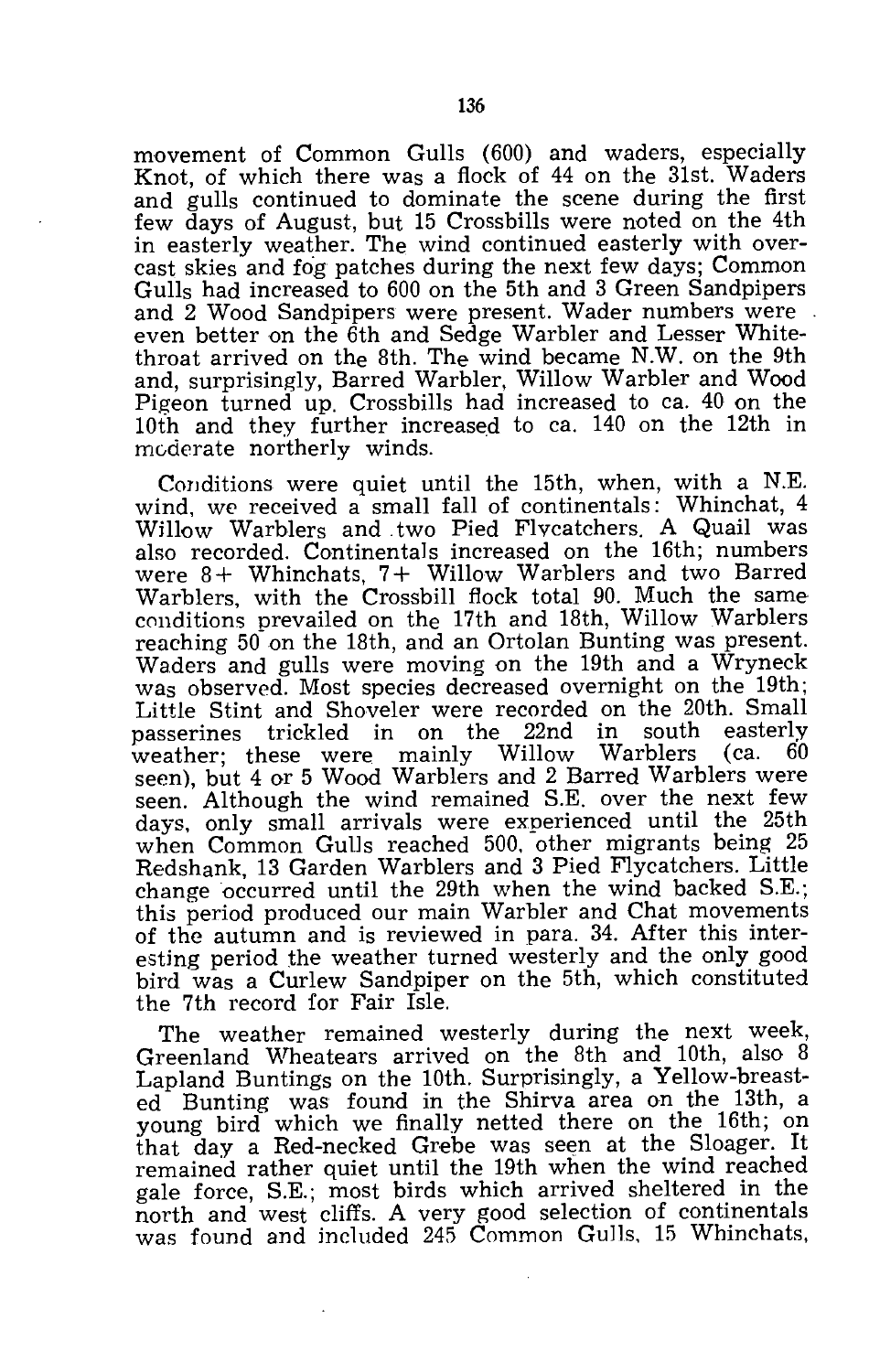movement of Common Gulls (600) and waders, especially Knot, of which there was a flock of 44 on the 31st. Waders and gulls continued to dominate the scene during the first few days of August, but 15 Crossbills were noted on the 4th in easterly weather. The wind continued easterly with overcast skies and fog patches during the next few days; Common Gulls had increased to 600 on the 5th and 3 Green Sandpipers and 2 Wood Sandpipers were present. Wader numbers were even better on the 6th and Sedge Warbler and Lesser Whitethroat arrived on the 8th. The wind became N.W. on the 9th and, surprisingly, Barred Warbler, Willow Warbler and Wood Pigeon turned up. Crossbills had increased to ca. 40 on the 10th and they further increased to ca. 140 on the 12th in moderate northerly winds.

Conditions were quiet until the 15th, when, with a N.E. wind, we received a small fall of continentals: Whinchat, 4 Willow Warblers and two Pied Flycatchers. A Quail was also recorded. Continentals increased on the 16th; numbers were 8+ Whinchats, 7+ Willow Warblers and two Barred Warblers, with the Crossbill flock total 90. Much the same conditions prevailed on the 17th and 18th, Willow Warblers reaching 50 on the 18th, and an Ortolan Bunting was present. Waders and gulls were moving on the 19th and a Wryneck was observed. Most species decreased overnight on the 19th; Little Stint and Shoveler were recorded on the 20th. Small passerines trickled in on the 22nd in south easterly weather; these were mainly Willow Warblers (ca. 60 seen), but 4 or 5 Wood Warblers and 2 Barred Warblers were seen. Although the wind remained S.E. over the next few days, only small arrivals were experienced until the 25th when Common Gulls reached 500, other migrants being 25 Redshank, 13 Garden Warblers and 3 Pied Flycatchers. Little change occurred until the 29th when the wind backed S.E.; this period produced our main Warbler and Chat movements of the autumn and is reviewed in para. 34. After this interesting period the weather turned westerly and the only good bird was a Curlew Sandpiper on the 5th, which constituted the 7th record for Fair Isle.

The weather remained westerly during the next week, Greenland Wheatears arrived on the 8th and 10th, also 8 Lapland Buntings on the 10th. Surprisingly, a Yellow-breasted Bunting was found in the Shirva area on the 13th, a young bird which we finally netted there on the 16th; on that day a Red-necked Grebe was seen at the Sloager. It remained rather quiet until the 19th when the wind reached gale force, S.E.; most birds which arrived sheltered in the north and west cliffs. A very good selection of continentals was found and included 245 Common Gulls, 15 Whinchats,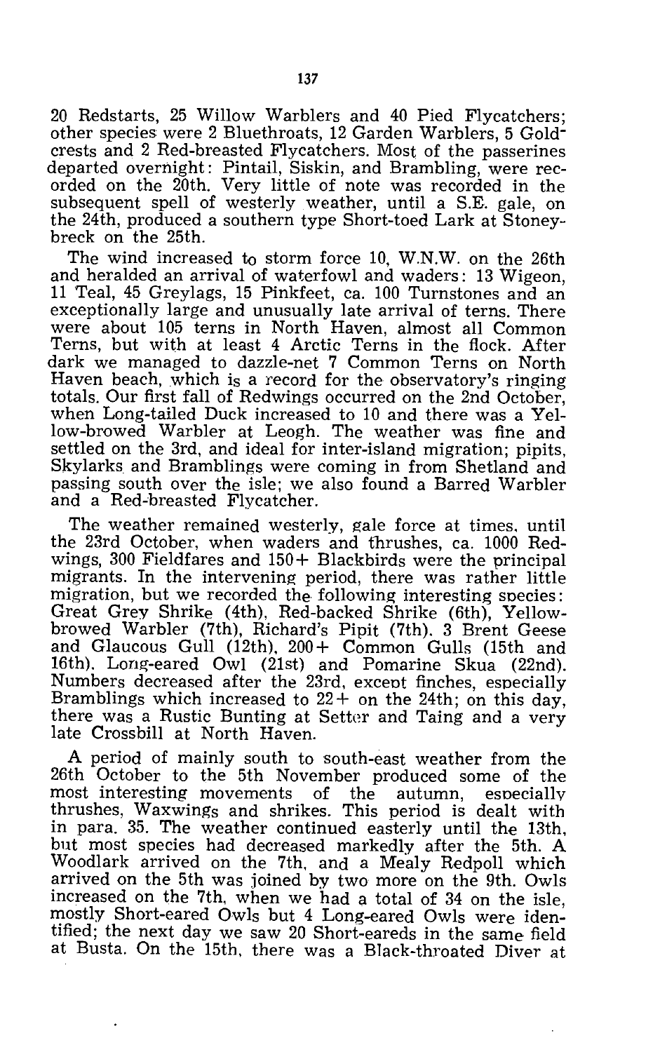20 Redstarts, 25 Willow Warblers and 40 Pied Flycatchers; other species were 2 Bluethroats, 12 Garden Warblers, 5 Goldcrests and 2 Red-breasted Flycatchers. Most of the passerines departed overnight: Pintail, Siskin, and Brambling, were recorded on the 20th. Very little of note was recorded in the subsequent spell of westerly weather, until a S.E. gale, on the 24th, produced a southern type Short-toed Lark at Stoneybreck on the 25th.

The wind increased to storm force 10, W.N.W. on the 26th and heralded an arrival of waterfowl and waders: 13 Wigeon, 11 Teal, 45 Greylags, 15 Pinkfeet, ca. 100 Turnstones and an exceptionally large and unusually late arrival of terns. There were about 105 terns in North Haven, almost all Common Terns, but with at least 4 Arctic Terns in the flock. After dark we managed to dazzle-net 7 Common Terns on North Haven beach, which is a record for the observatory's ringing totals. Our first fall of Redwings occurred on the 2nd October, when Long-tailed Duck increased to 10 and there was a Yellow-browed Warbler at Leogh. The weather was fine and settled on the 3rd, and ideal for inter-island migration; pipits, Skylarks and Bramblings were coming in from Shetland and passing south over the isle; we also found a Barred Warbler and a Red-breasted Flycatcher.

The weather remained westerly, gale force at times, until the 23rd October, when waders and thrushes, ca. 1000 Redwings, 300 Fieldfares and 150+ Blackbirds were the principal migrants. In the intervening period, there was rather little migration, but we recorded the following interesting species: Great Grey Shrike (4th), Red-backed Shrike (6th), Yellow-browed Warbler (7th), Richard's Pipit (7th). 3 Brent Geese and Glaucous Gull (12th), 200+ Common Gulls (15th and 16th). Long-eared Owl (21st) and Pomarine Skua (22nd). Numbers decreased after the 23rd, except finches, especially Bramblings which increased to 22+ on the 24th; on this day, there was a Rustic Bunting at Setter and Taing and a very late Crossbill at North Haven.

A period of mainly south to south-east weather from the 26th October to the 5th November produced some of the most interesting movements of the autumn, especially thrushes, Waxwings and shrikes. This period is dealt with in para. 35. The weather continued easterly until the 13th, but most species had decreased markedly after the 5th. A Woodlark arrived on the 7th, and a Mealy Redpoll which arrived on the 5th was joined by two more on the 9th. Owls increased on the 7th, when we had a total of 34 on the isle, mostly Short-eared Owls but 4 Long-eared Owls were identified; the next day we saw 20 Short-eareds in the same field at Busta. On the 15th, there was a Black-throated Diver at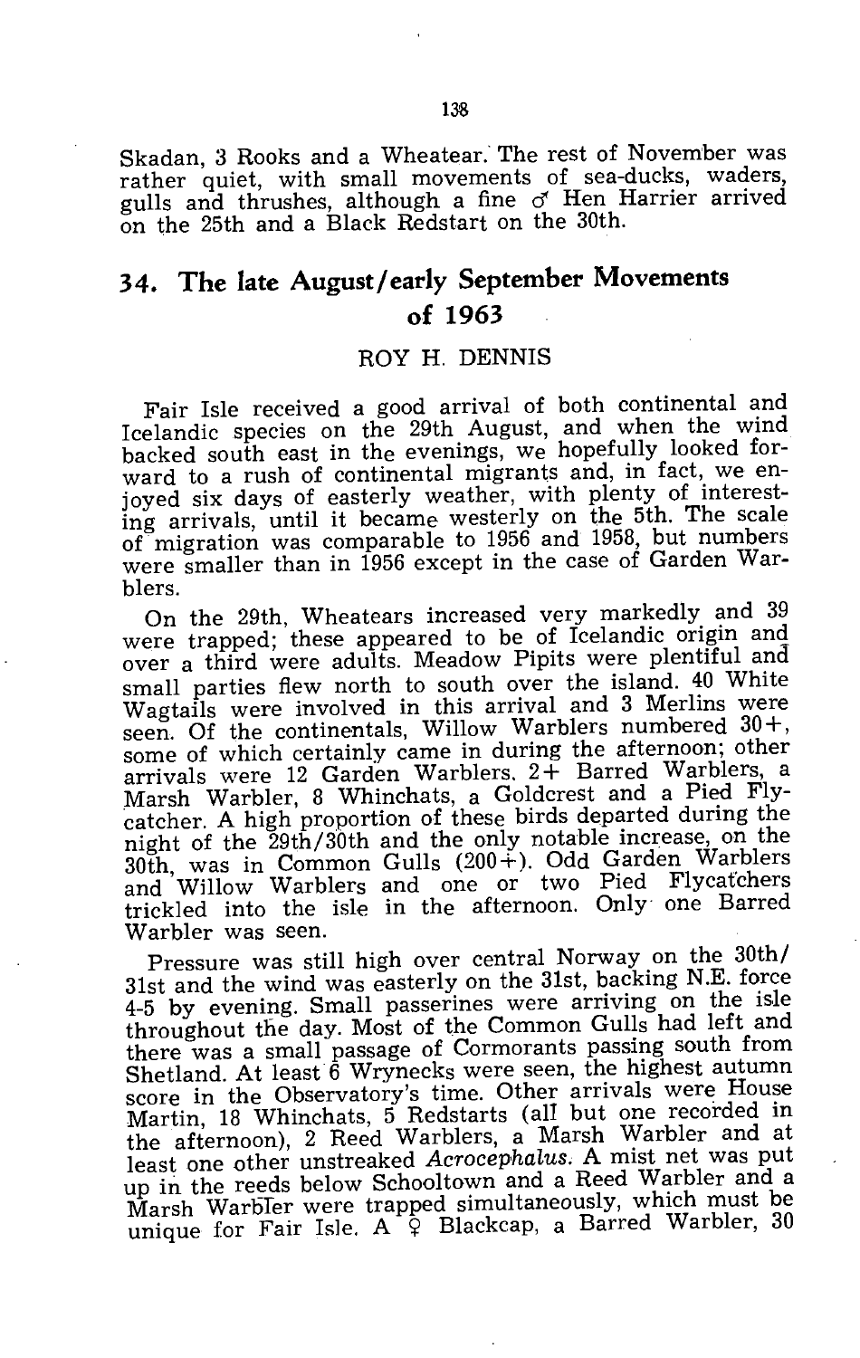Skadan, 3 Rooks and a Wheatear. The rest of November was rather quiet, with small movements of sea-ducks, waders, gulls and thrushes, although a fine ♂ Hen Harrier arrived on the 25th and a Black Redstart on the 30th.

## 34. The late August/early September Movements of 1963

ROY H. DENNIS

Fair Isle received a good arrival of both continental and Icelandic species on the 29th August, and when the wind backed south east in the evenings, we hopefully looked forward to a rush of continental migrants and, in fact, we enjoyed six days of easterly weather, with plenty of interesting arrivals, until it became westerly on the 5th. The scale of migration was comparable to 1956 and 1958, but numbers were smaller than in 1956 except in the case of Garden Warblers.

On the 29th, Wheatears increased very markedly and 39 were trapped; these appeared to be of Icelandic origin and over a third were adults. Meadow Pipits were plentiful and small parties flew north to south over the island. 40 White Wagtails were involved in this arrival and 3 Merlins were seen. Of the continentals, Willow Warblers numbered 30+, some of which certainly came in during the afternoon; other arrivals were 12 Garden Warblers, 2+ Barred Warblers, a Marsh Warbler, 8 Whinchats, a Goldcrest and a Pied Flycatcher. A high proportion of these birds departed during the night of the 29th/30th and the only notable increase, on the 30th, was in Common Gulls (200+). Odd Garden Warblers and Willow Warblers and one or two Pied Flycatchers trickled into the isle in the afternoon. Only one Barred Warbler was seen.

Pressure was still high over central Norway on the 30th/31st and the wind was easterly on the 31st, backing N.E. force 4-5 by evening. Small passerines were arriving on the isle throughout the day. Most of the Common Gulls had left and there was a small passage of Cormorants passing south from Shetland. At least 6 Wrynecks were seen, the highest autumn score in the Observatory's time. Other arrivals were House Martin, 18 Whinchats, 5 Redstarts (all but one recorded in the afternoon), 2 Reed Warblers, a Marsh Warbler and at least one other unstreaked *Acrocephalus*. A mist net was put up in the reeds below Schooltown and a Reed Warbler and a Marsh Warbler were trapped simultaneously, which must be unique for Fair Isle. A ♀ Blackcap, a Barred Warbler, 30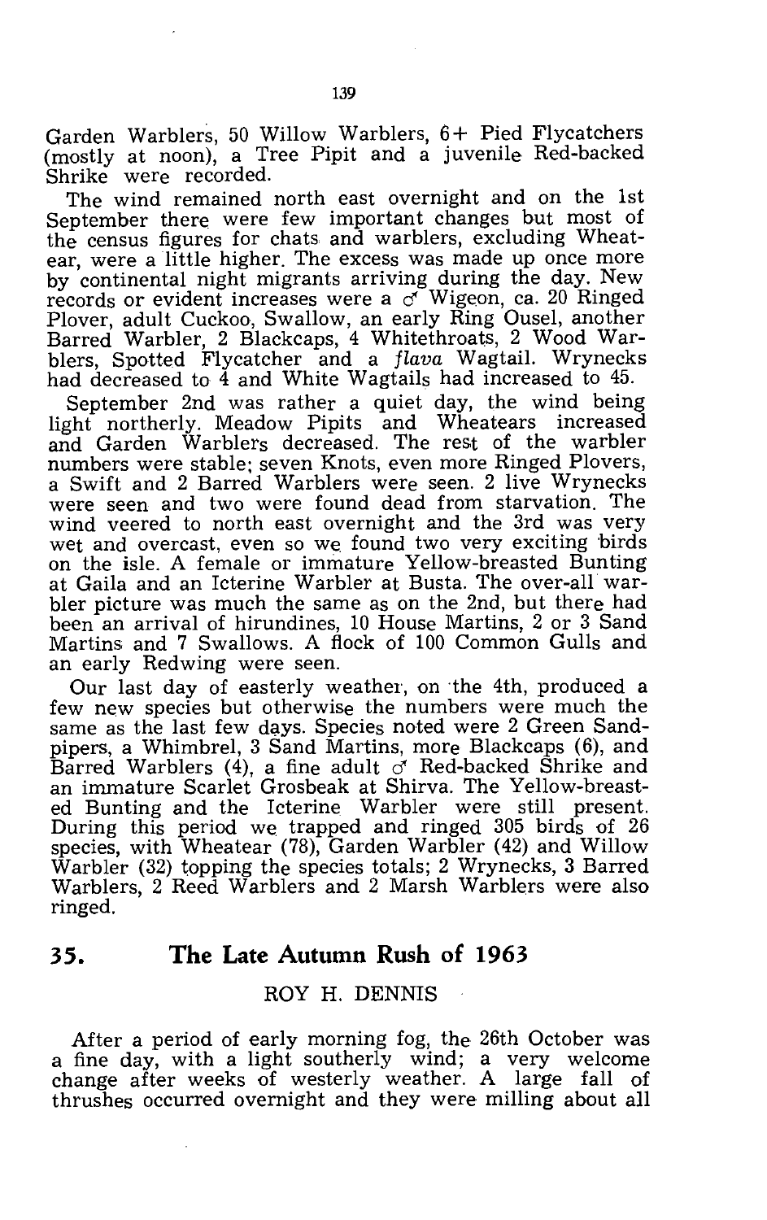Garden Warblers, 50 Willow Warblers, 6+ Pied Flycatchers (mostly at noon), a Tree Pipit and a juvenile Red-backed Shrike were recorded.

The wind remained north east overnight and on the 1st September there were few important changes but most of the census figures for chats and warblers, excluding Wheatear, were a little higher. The excess was made up once more by continental night migrants arriving during the day. New records or evident increases were a ♂ Wigeon, ca. 20 Ringed Plover, adult Cuckoo, Swallow, an early Ring Ousel, another Barred Warbler, 2 Blackcaps, 4 Whitethroats, 2 Wood Warblers, Spotted Flycatcher and a *flava* Wagtail. Wrynecks had decreased to 4 and White Wagtails had increased to 45.

September 2nd was rather a quiet day, the wind being light northerly. Meadow Pipits and Wheatears increased and Garden Warblers decreased. The rest of the warbler numbers were stable; seven Knots, even more Ringed Plovers, a Swift and 2 Barred Warblers were seen. 2 live Wrynecks were seen and two were found dead from starvation. The wind veered to north east overnight and the 3rd was very wet and overcast, even so we found two very exciting birds on the isle. A female or immature Yellow-breasted Bunting at Gaila and an Icterine Warbler at Busta. The over-all warbler picture was much the same as on the 2nd, but there had been an arrival of hirundines, 10 House Martins, 2 or 3 Sand Martins and 7 Swallows. A flock of 100 Common Gulls and an early Redwing were seen.

Our last day of easterly weather, on the 4th, produced a few new species but otherwise the numbers were much the same as the last few days. Species noted were 2 Green Sandpipers, a Whimbrel, 3 Sand Martins, more Blackcaps (6), and Barred Warblers (4), a fine adult ♂ Red-backed Shrike and an immature Scarlet Grosbeak at Shirva. The Yellow-breasted Bunting and the Icterine Warbler were still present. During this period we trapped and ringed 305 birds of 26 species, with Wheatear (78), Garden Warbler (42) and Willow Warbler (32) topping the species totals; 2 Wrynecks, 3 Barred Warblers, 2 Reed Warblers and 2 Marsh Warblers were also ringed.

## 35. The Late Autumn Rush of 1963

ROY H. DENNIS

After a period of early morning fog, the 26th October was a fine day, with a light southerly wind; a very welcome change after weeks of westerly weather. A large fall of thrushes occurred overnight and they were milling about all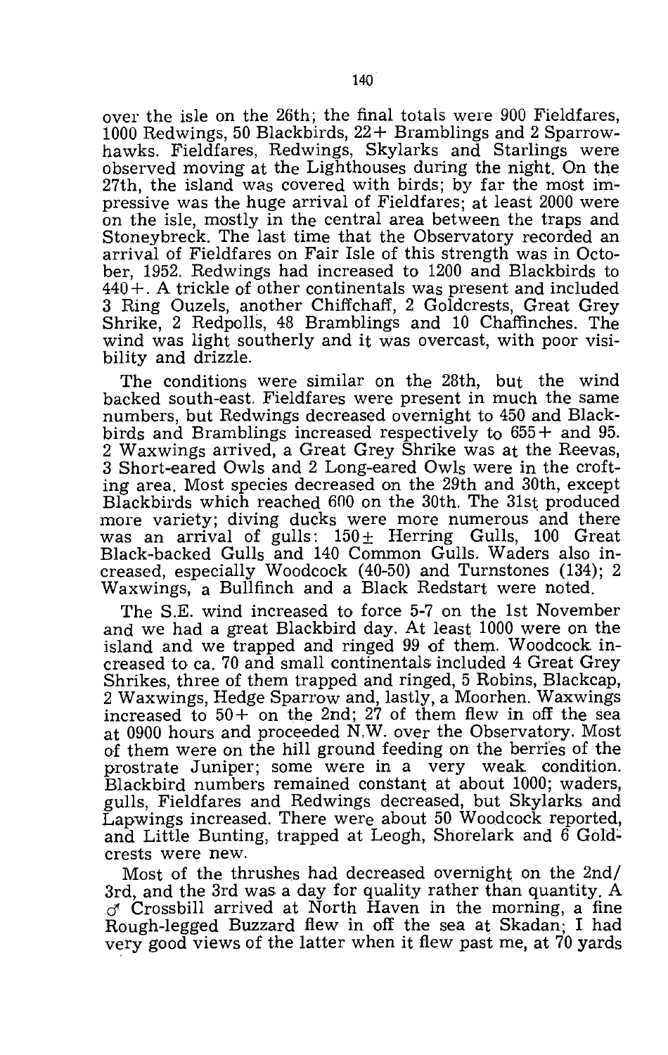over the isle on the 26th; the final totals were 900 Fieldfares, 1000 Redwings, 50 Blackbirds, 22+ Bramblings and 2 Sparrowhawks. Fieldfares, Redwings, Skylarks and Starlings were observed moving at the Lighthouses during the night. On the 27th, the island was covered with birds; by far the most impressive was the huge arrival of Fieldfares; at least 2000 were on the isle, mostly in the central area between the traps and Stoneybreck. The last time that the Observatory recorded an arrival of Fieldfares on Fair Isle of this strength was in October, 1952. Redwings had increased to 1200 and Blackbirds to 440+. A trickle of other continentals was present and included 3 Ring Ouzels, another Chiffchaff, 2 Goldcrests, Great Grey Shrike, 2 Redpolls, 48 Bramblings and 10 Chaffinches. The wind was light southerly and it was overcast, with poor visibility and drizzle.

The conditions were similar on the 28th, but the wind backed south-east. Fieldfares were present in much the same numbers, but Redwings decreased overnight to 450 and Blackbirds and Bramblings increased respectively to 655+ and 95. 2 Waxwings arrived, a Great Grey Shrike was at the Reevas, 3 Short-eared Owls and 2 Long-eared Owls were in the crofting area. Most species decreased on the 29th and 30th, except Blackbirds which reached 600 on the 30th. The 31st produced more variety; diving ducks were more numerous and there was an arrival of gulls: 150± Herring Gulls, 100 Great Black-backed Gulls and 140 Common Gulls. Waders also increased, especially Woodcock (40-50) and Turnstones (134); 2 Waxwings, a Bullfinch and a Black Redstart were noted.

The S.E. wind increased to force 5-7 on the 1st November and we had a great Blackbird day. At least 1000 were on the island and we trapped and ringed 99 of them. Woodcock increased to ca. 70 and small continentals included 4 Great Grey Shrikes, three of them trapped and ringed, 5 Robins, Blackcap, 2 Waxwings, Hedge Sparrow and, lastly, a Moorhen. Waxwings increased to 50+ on the 2nd; 27 of them flew in off the sea at 0900 hours and proceeded N.W. over the Observatory. Most of them were on the hill ground feeding on the berries of the prostrate Juniper; some were in a very weak condition. Blackbird numbers remained constant at about 1000; waders, gulls, Fieldfares and Redwings decreased, but Skylarks and Lapwings increased. There were about 50 Woodcock reported, and Little Bunting, trapped at Leogh, Shorelark and 6 Goldcrests were new.

Most of the thrushes had decreased overnight on the 2nd/3rd, and the 3rd was a day for quality rather than quantity. A ♂ Crossbill arrived at North Haven in the morning, a fine Rough-legged Buzzard flew in off the sea at Skadan; I had very good views of the latter when it flew past me, at 70 yards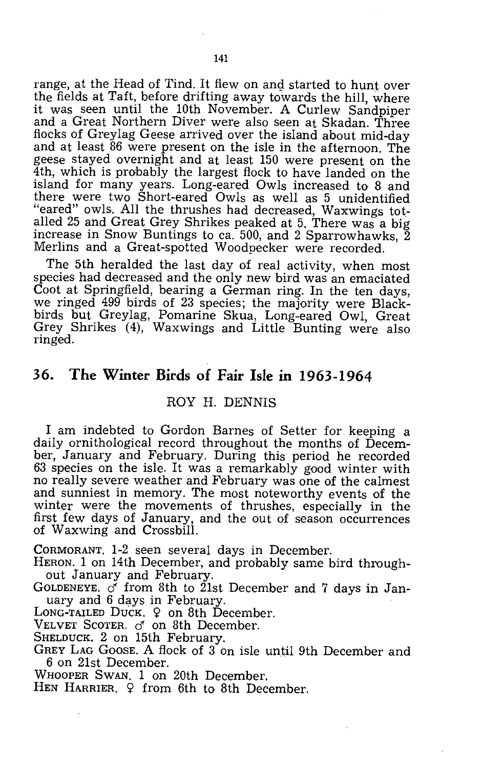range, at the Head of Tind. It flew on and started to hunt over the fields at Taft, before drifting away towards the hill, where it was seen until the 10th November. A Curlew Sandpiper and a Great Northern Diver were also seen at Skadan. Three flocks of Greylag Geese arrived over the island about mid-day and at least 86 were present on the isle in the afternoon. The geese stayed overnight and at least 150 were present on the 4th, which is probably the largest flock to have landed on the island for many years. Long-eared Owls increased to 8 and there were two Short-eared Owls as well as 5 unidentified "eared" owls. All the thrushes had decreased, Waxwings totalled 25 and Great Grey Shrikes peaked at 5. There was a big increase in Snow Buntings to ca. 500, and 2 Sparrowhawks, 2 Merlins and a Great-spotted Woodpecker were recorded.

The 5th heralded the last day of real activity, when most species had decreased and the only new bird was an emaciated Coot at Springfield, bearing a German ring. In the ten days, we ringed 499 birds of 23 species; the majority were Blackbirds but Greylag, Pomarine Skua, Long-eared Owl, Great Grey Shrikes (4), Waxwings and Little Bunting were also ringed.

## 36. The Winter Birds of Fair Isle in 1963-1964

ROY H. DENNIS

I am indebted to Gordon Barnes of Setter for keeping a daily ornithological record throughout the months of December, January and February. During this period he recorded 63 species on the isle. It was a remarkably good winter with no really severe weather and February was one of the calmest and sunniest in memory. The most noteworthy events of the winter were the movements of thrushes, especially in the first few days of January, and the out of season occurrences of Waxwing and Crossbill.

CORMORANT. 1-2 seen several days in December.
HERON. 1 on 14th December, and probably same bird throughout January and February.
GOLDENEYE. ♂ from 8th to 21st December and 7 days in January and 6 days in February.
LONG-TAILED DUCK. ♀ on 8th December.
VELVET SCOTER. ♂ on 8th December.
SHELDUCK. 2 on 15th February.
GREY LAG GOOSE. A flock of 3 on isle until 9th December and 6 on 21st December.
WHOOPER SWAN. 1 on 20th December.
HEN HARRIER. ♀ from 6th to 8th December.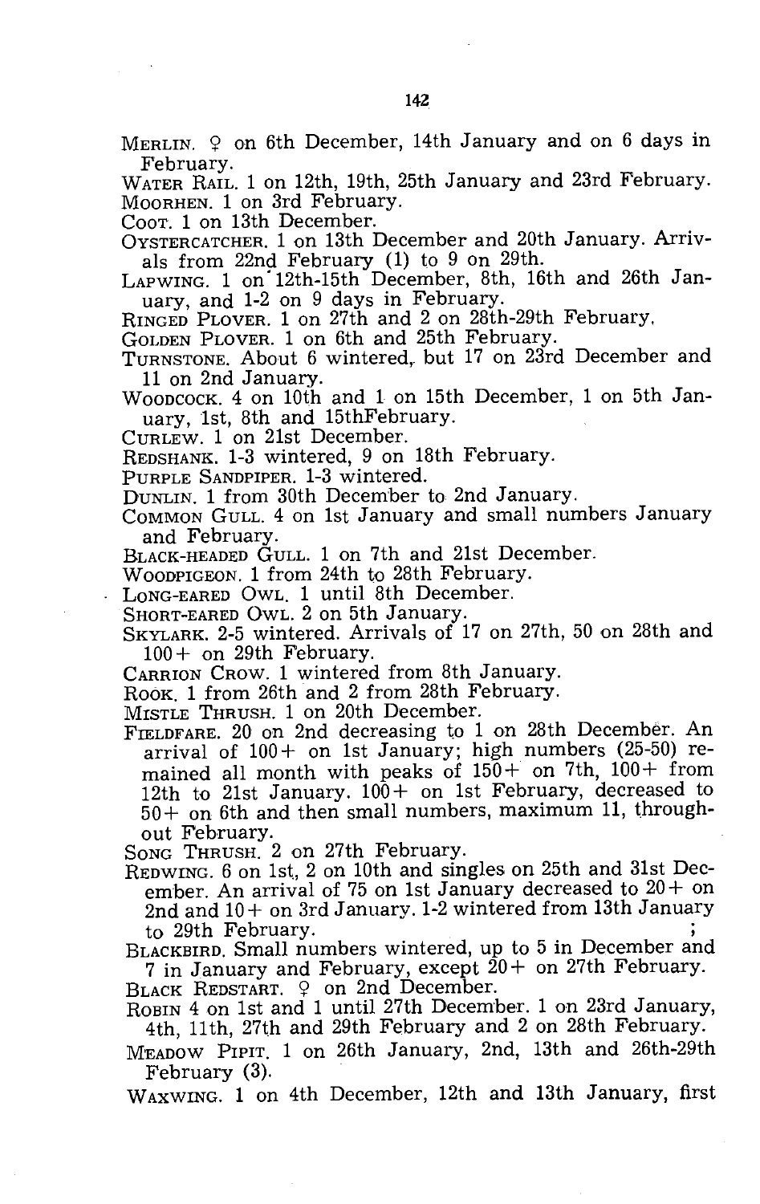MERLIN. ♀ on 6th December, 14th January and on 6 days in February.

WATER RAIL. 1 on 12th, 19th, 25th January and 23rd February.

MOORHEN. 1 on 3rd February.

COOT. 1 on 13th December.

OYSTERCATCHER. 1 on 13th December and 20th January. Arrivals from 22nd February (1) to 9 on 29th.

LAPWING. 1 on 12th-15th December, 8th, 16th and 26th January, and 1-2 on 9 days in February.

RINGED PLOVER. 1 on 27th and 2 on 28th-29th February.

GOLDEN PLOVER. 1 on 6th and 25th February.

TURNSTONE. About 6 wintered, but 17 on 23rd December and 11 on 2nd January.

WOODCOCK. 4 on 10th and 1 on 15th December, 1 on 5th January, 1st, 8th and 15thFebruary.

CURLEW. 1 on 21st December.

REDSHANK. 1-3 wintered, 9 on 18th February.

PURPLE SANDPIPER. 1-3 wintered.

DUNLIN. 1 from 30th December to 2nd January.

COMMON GULL. 4 on 1st January and small numbers January and February.

BLACK-HEADED GULL. 1 on 7th and 21st December.

WOODPIGEON. 1 from 24th to 28th February.

LONG-EARED OWL. 1 until 8th December.

SHORT-EARED OWL. 2 on 5th January.

SKYLARK. 2-5 wintered. Arrivals of 17 on 27th, 50 on 28th and 100+ on 29th February.

CARRION CROW. 1 wintered from 8th January.

ROOK. 1 from 26th and 2 from 28th February.

MISTLE THRUSH. 1 on 20th December.

FIELDFARE. 20 on 2nd decreasing to 1 on 28th December. An arrival of 100+ on 1st January; high numbers (25-50) remained all month with peaks of 150+ on 7th, 100+ from 12th to 21st January. 100+ on 1st February, decreased to 50+ on 6th and then small numbers, maximum 11, throughout February.

SONG THRUSH. 2 on 27th February.

REDWING. 6 on 1st, 2 on 10th and singles on 25th and 31st December. An arrival of 75 on 1st January decreased to 20+ on 2nd and 10+ on 3rd January. 1-2 wintered from 13th January to 29th February.

BLACKBIRD. Small numbers wintered, up to 5 in December and 7 in January and February, except 20+ on 27th February.

BLACK REDSTART. ♀ on 2nd December.

ROBIN 4 on 1st and 1 until 27th December. 1 on 23rd January, 4th, 11th, 27th and 29th February and 2 on 28th February.

MEADOW PIPIT. 1 on 26th January, 2nd, 13th and 26th-29th February (3).

WAXWING. 1 on 4th December, 12th and 13th January, first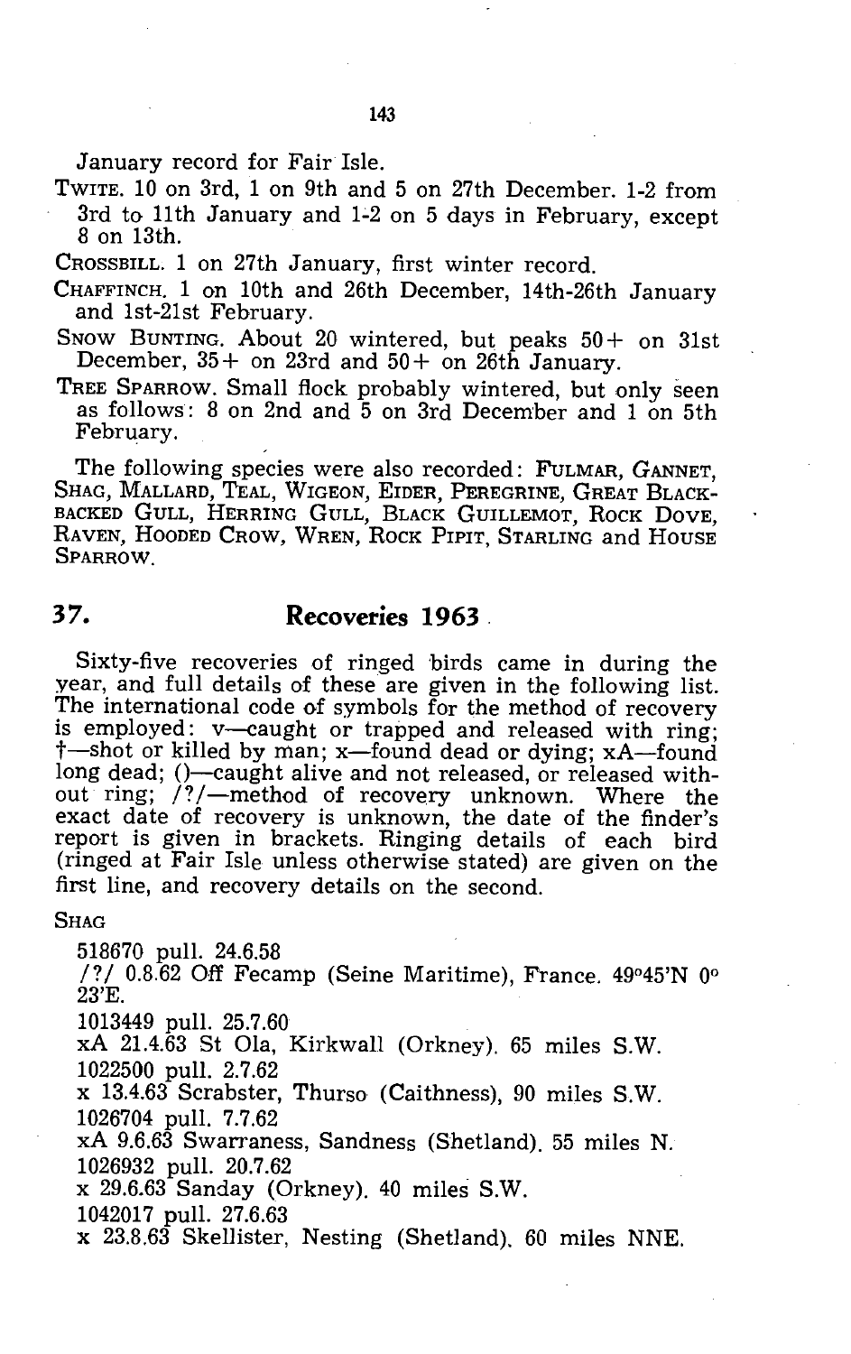January record for Fair Isle.

TWITE. 10 on 3rd, 1 on 9th and 5 on 27th December. 1-2 from 3rd to 11th January and 1-2 on 5 days in February, except 8 on 13th.

CROSSBILL. 1 on 27th January, first winter record.

CHAFFINCH. 1 on 10th and 26th December, 14th-26th January and 1st-21st February.

SNOW BUNTING. About 20 wintered, but peaks 50+ on 31st December, 35+ on 23rd and 50+ on 26th January.

TREE SPARROW. Small flock probably wintered, but only seen as follows: 8 on 2nd and 5 on 3rd December and 1 on 5th February.

The following species were also recorded: FULMAR, GANNET, SHAG, MALLARD, TEAL, WIGEON, EIDER, PEREGRINE, GREAT BLACK-BACKED GULL, HERRING GULL, BLACK GUILLEMOT, ROCK DOVE, RAVEN, HOODED CROW, WREN, ROCK PIPIT, STARLING and HOUSE SPARROW.

## 37. Recoveries 1963

Sixty-five recoveries of ringed birds came in during the year, and full details of these are given in the following list. The international code of symbols for the method of recovery is employed: v—caught or trapped and released with ring; †—shot or killed by man; x—found dead or dying; xA—found long dead; ()—caught alive and not released, or released without ring; /?/—method of recovery unknown. Where the exact date of recovery is unknown, the date of the finder's report is given in brackets. Ringing details of each bird (ringed at Fair Isle unless otherwise stated) are given on the first line, and recovery details on the second.

SHAG

518670 pull. 24.6.58
/?/ 0.8.62 Off Fecamp (Seine Maritime), France. 49°45'N 0° 23'E.

1013449 pull. 25.7.60
xA 21.4.63 St Ola, Kirkwall (Orkney). 65 miles S.W.

1022500 pull. 2.7.62
x 13.4.63 Scrabster, Thurso (Caithness), 90 miles S.W.

1026704 pull. 7.7.62
xA 9.6.63 Swarraness, Sandness (Shetland). 55 miles N.

1026932 pull. 20.7.62
x 29.6.63 Sanday (Orkney). 40 miles S.W.

1042017 pull. 27.6.63
x 23.8.63 Skellister, Nesting (Shetland). 60 miles NNE.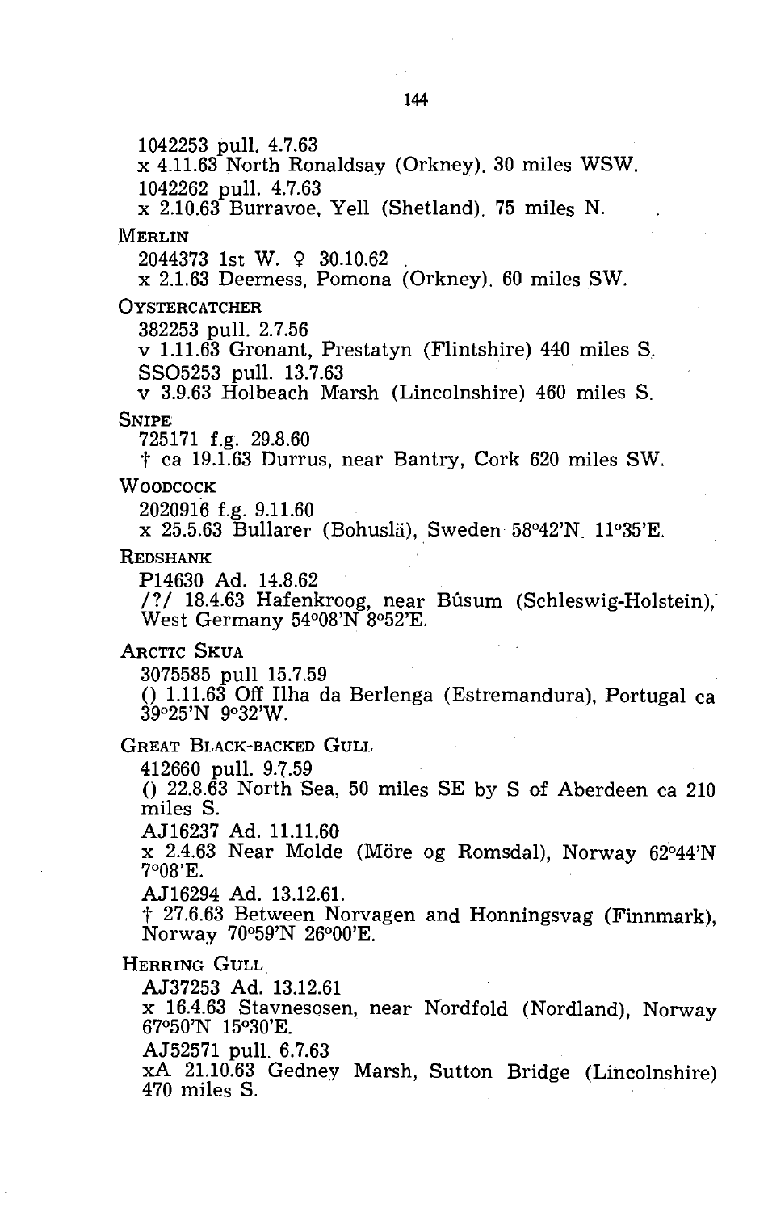1042253 pull. 4.7.63
x 4.11.63 North Ronaldsay (Orkney). 30 miles WSW.
1042262 pull. 4.7.63
x 2.10.63 Burravoe, Yell (Shetland). 75 miles N.

MERLIN

2044373 1st W. ♀ 30.10.62
x 2.1.63 Deerness, Pomona (Orkney). 60 miles SW.

OYSTERCATCHER

382253 pull. 2.7.56
v 1.11.63 Gronant, Prestatyn (Flintshire) 440 miles S.
SSO5253 pull. 13.7.63
v 3.9.63 Holbeach Marsh (Lincolnshire) 460 miles S.

SNIPE

725171 f.g. 29.8.60
† ca 19.1.63 Durrus, near Bantry, Cork 620 miles SW.

WOODCOCK

2020916 f.g. 9.11.60
x 25.5.63 Bullarer (Bohuslä), Sweden 58°42'N. 11°35'E.

REDSHANK

P14630 Ad. 14.8.62
/?/ 18.4.63 Hafenkroog, near Bûsum (Schleswig-Holstein), West Germany 54°08'N 8°52'E.

ARCTIC SKUA

3075585 pull 15.7.59
() 1.11.63 Off Ilha da Berlenga (Estremandura), Portugal ca 39°25'N 9°32'W.

GREAT BLACK-BACKED GULL

412660 pull. 9.7.59
() 22.8.63 North Sea, 50 miles SE by S of Aberdeen ca 210 miles S.
AJ16237 Ad. 11.11.60
x 2.4.63 Near Molde (Möre og Romsdal), Norway 62°44'N 7°08'E.
AJ16294 Ad. 13.12.61.
† 27.6.63 Between Norvagen and Honningsvag (Finnmark), Norway 70°59'N 26°00'E.

HERRING GULL

AJ37253 Ad. 13.12.61
x 16.4.63 Stavnesosen, near Nordfold (Nordland), Norway 67°50'N 15°30'E.
AJ52571 pull. 6.7.63
xA 21.10.63 Gedney Marsh, Sutton Bridge (Lincolnshire) 470 miles S.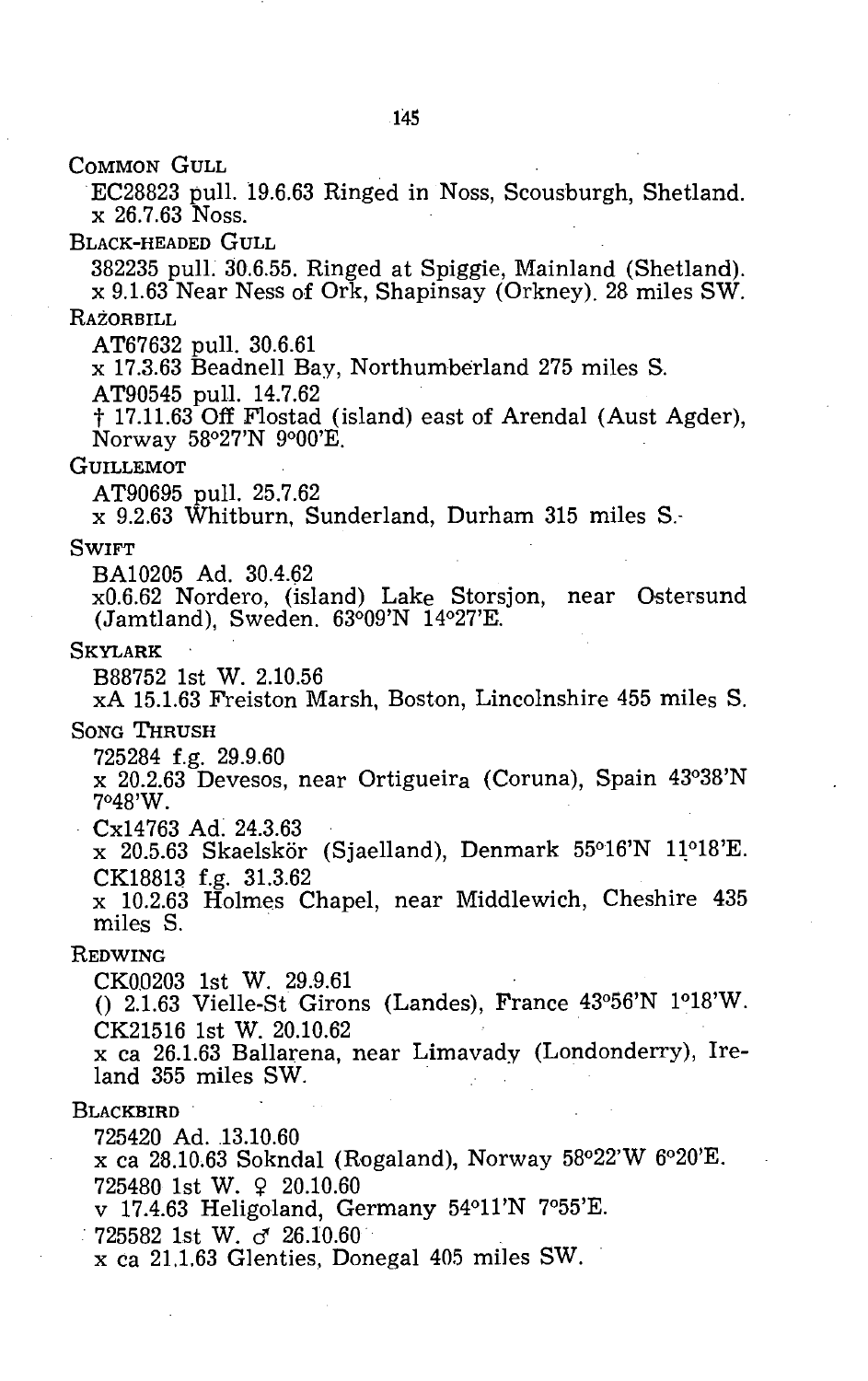COMMON GULL

EC28823 pull. 19.6.63 Ringed in Noss, Scousburgh, Shetland.
x 26.7.63 Noss.

BLACK-HEADED GULL

382235 pull. 30.6.55. Ringed at Spiggie, Mainland (Shetland).
x 9.1.63 Near Ness of Ork, Shapinsay (Orkney). 28 miles SW.

RAZORBILL

AT67632 pull. 30.6.61
x 17.3.63 Beadnell Bay, Northumberland 275 miles S.

AT90545 pull. 14.7.62
† 17.11.63 Off Flostad (island) east of Arendal (Aust Agder), Norway 58°27'N 9°00'E.

GUILLEMOT

AT90695 pull. 25.7.62
x 9.2.63 Whitburn, Sunderland, Durham 315 miles S.

SWIFT

BA10205 Ad. 30.4.62
x0.6.62 Nordero, (island) Lake Storsjon, near Ostersund (Jamtland), Sweden. 63°09'N 14°27'E.

SKYLARK

B88752 1st W. 2.10.56
xA 15.1.63 Freiston Marsh, Boston, Lincolnshire 455 miles S.

SONG THRUSH

725284 f.g. 29.9.60
x 20.2.63 Devesos, near Ortigueira (Coruna), Spain 43°38'N 7°48'W.

Cx14763 Ad. 24.3.63
x 20.5.63 Skaelskör (Sjaelland), Denmark 55°16'N 11°18'E.

CK18813 f.g. 31.3.62
x 10.2.63 Holmes Chapel, near Middlewich, Cheshire 435 miles S.

REDWING

CK00203 1st W. 29.9.61
() 2.1.63 Vielle-St Girons (Landes), France 43°56'N 1°18'W.

CK21516 1st W. 20.10.62
x ca 26.1.63 Ballarena, near Limavady (Londonderry), Ireland 355 miles SW.

BLACKBIRD

725420 Ad. 13.10.60
x ca 28.10.63 Sokndal (Rogaland), Norway 58°22'W 6°20'E.

725480 1st W. ♀ 20.10.60
v 17.4.63 Heligoland, Germany 54°11'N 7°55'E.

725582 1st W. ♂ 26.10.60
x ca 21.1.63 Glenties, Donegal 405 miles SW.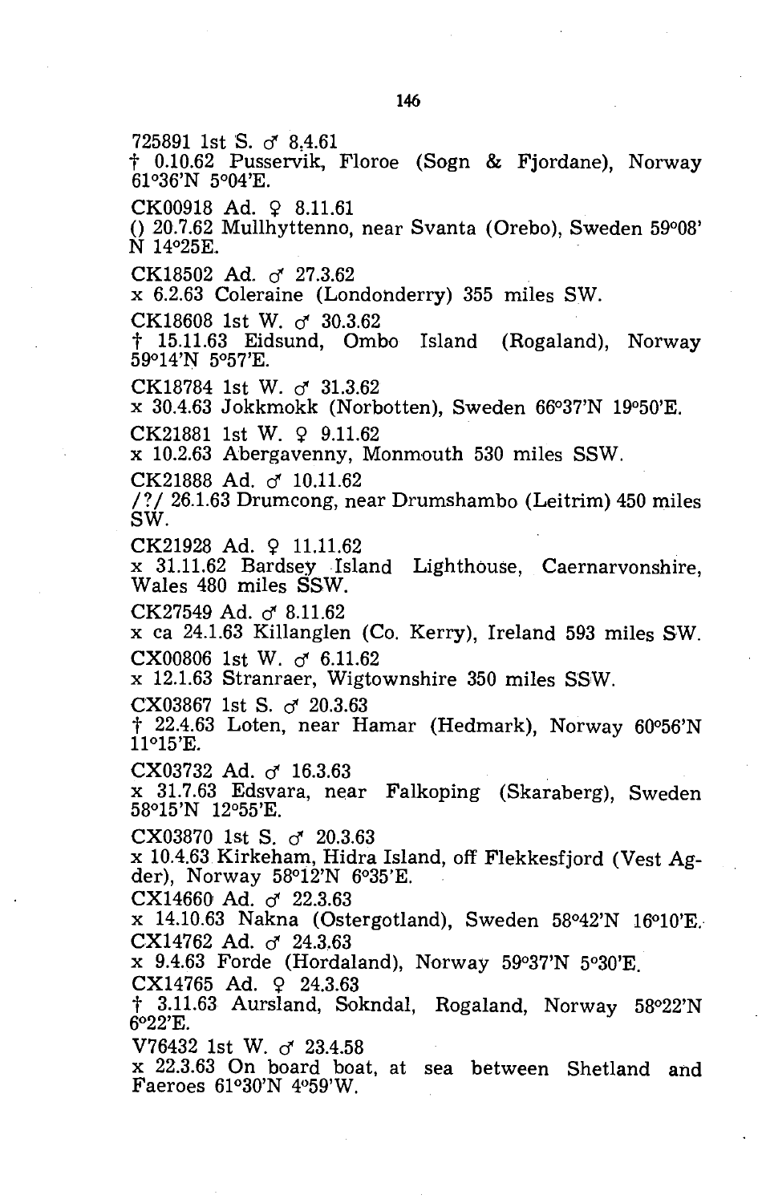725891 1st S. ♂ 8.4.61
† 0.10.62 Pusservik, Floroe (Sogn & Fjordane), Norway 61°36'N 5°04'E.

CK00918 Ad. ♀ 8.11.61
() 20.7.62 Mullhyttenno, near Svanta (Orebo), Sweden 59°08' N 14°25E.

CK18502 Ad. ♂ 27.3.62
x 6.2.63 Coleraine (Londonderry) 355 miles SW.

CK18608 1st W. ♂ 30.3.62
† 15.11.63 Eidsund, Ombo Island (Rogaland), Norway 59°14'N 5°57'E.

CK18784 1st W. ♂ 31.3.62
x 30.4.63 Jokkmokk (Norbotten), Sweden 66°37'N 19°50'E.

CK21881 1st W. ♀ 9.11.62
x 10.2.63 Abergavenny, Monmouth 530 miles SSW.

CK21888 Ad. ♂ 10.11.62
/?/ 26.1.63 Drumcong, near Drumshambo (Leitrim) 450 miles SW.

CK21928 Ad. ♀ 11.11.62
x 31.11.62 Bardsey Island Lighthouse, Caernarvonshire, Wales 480 miles SSW.

CK27549 Ad. ♂ 8.11.62
x ca 24.1.63 Killanglen (Co. Kerry), Ireland 593 miles SW.

CX00806 1st W. ♂ 6.11.62
x 12.1.63 Stranraer, Wigtownshire 350 miles SSW.

CX03867 1st S. ♂ 20.3.63
† 22.4.63 Loten, near Hamar (Hedmark), Norway 60°56'N 11°15'E.

CX03732 Ad. ♂ 16.3.63
x 31.7.63 Edsvara, near Falkoping (Skaraberg), Sweden 58°15'N 12°55'E.

CX03870 1st S. ♂ 20.3.63
x 10.4.63 Kirkeham, Hidra Island, off Flekkesfjord (Vest Agder), Norway 58°12'N 6°35'E.

CX14660 Ad. ♂ 22.3.63
x 14.10.63 Nakna (Ostergotland), Sweden 58°42'N 16°10'E.

CX14762 Ad. ♂ 24.3.63
x 9.4.63 Forde (Hordaland), Norway 59°37'N 5°30'E.

CX14765 Ad. ♀ 24.3.63
† 3.11.63 Aursland, Sokndal, Rogaland, Norway 58°22'N 6°22'E.

V76432 1st W. ♂ 23.4.58
x 22.3.63 On board boat, at sea between Shetland and Faeroes 61°30'N 4°59'W.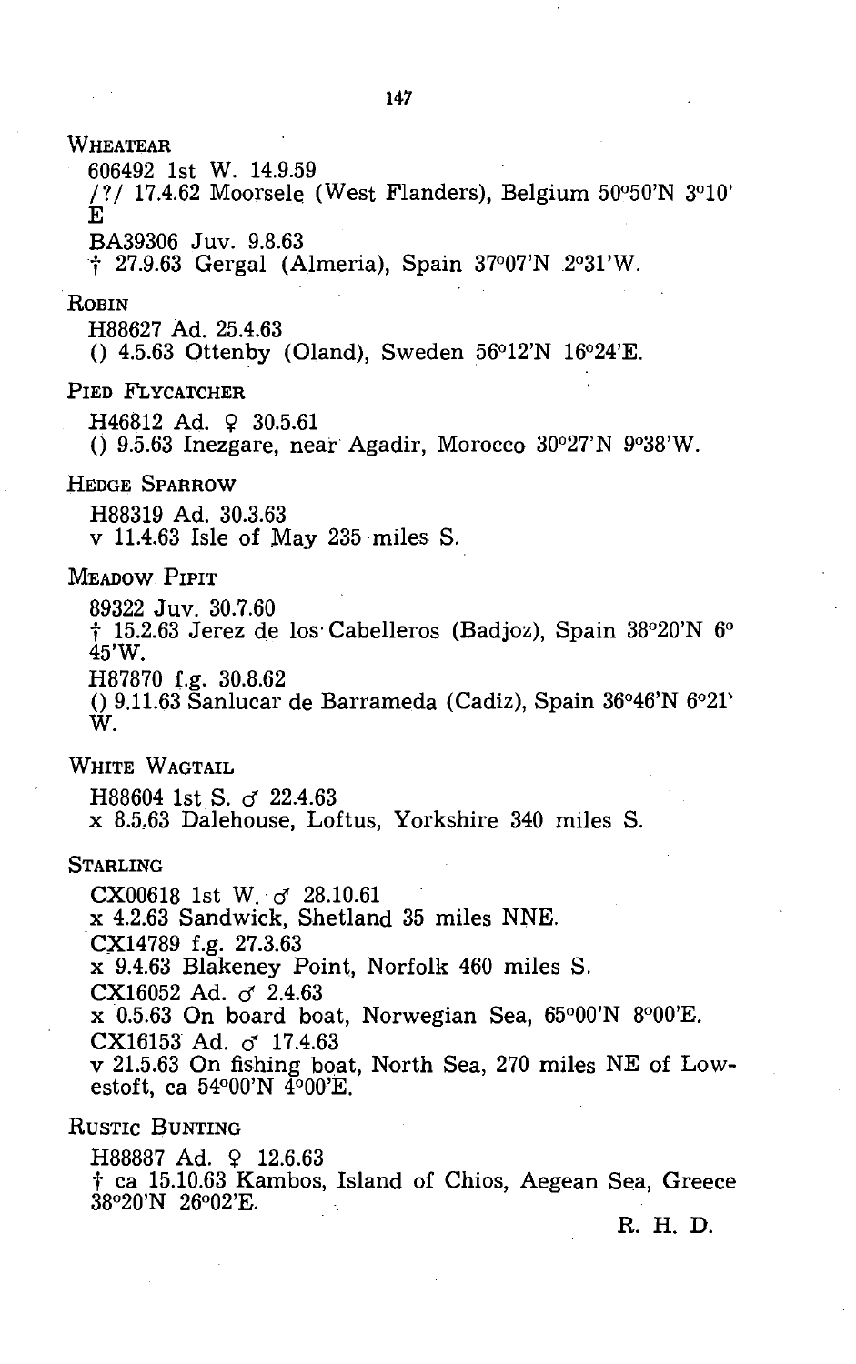WHEATEAR

606492 1st W. 14.9.59
/?/ 17.4.62 Moorsele (West Flanders), Belgium 50°50'N 3°10' E

BA39306 Juv. 9.8.63
† 27.9.63 Gergal (Almeria), Spain 37°07'N 2°31'W.

ROBIN

H88627 Ad. 25.4.63
() 4.5.63 Ottenby (Oland), Sweden 56°12'N 16°24'E.

PIED FLYCATCHER

H46812 Ad. ♀ 30.5.61
() 9.5.63 Inezgare, near Agadir, Morocco 30°27'N 9°38'W.

HEDGE SPARROW

H88319 Ad. 30.3.63
v 11.4.63 Isle of May 235 miles S.

MEADOW PIPIT

89322 Juv. 30.7.60
† 15.2.63 Jerez de los Cabelleros (Badjoz), Spain 38°20'N 6° 45'W.

H87870 f.g. 30.8.62
() 9.11.63 Sanlucar de Barrameda (Cadiz), Spain 36°46'N 6°21' W.

WHITE WAGTAIL

H88604 1st S. ♂ 22.4.63
x 8.5.63 Dalehouse, Loftus, Yorkshire 340 miles S.

STARLING

CX00618 1st W. ♂ 28.10.61
x 4.2.63 Sandwick, Shetland 35 miles NNE.

CX14789 f.g. 27.3.63
x 9.4.63 Blakeney Point, Norfolk 460 miles S.

CX16052 Ad. ♂ 2.4.63
x 0.5.63 On board boat, Norwegian Sea, 65°00'N 8°00'E.

CX16153 Ad. ♂ 17.4.63
v 21.5.63 On fishing boat, North Sea, 270 miles NE of Lowestoft, ca 54°00'N 4°00'E.

RUSTIC BUNTING

H88887 Ad. ♀ 12.6.63
† ca 15.10.63 Kambos, Island of Chios, Aegean Sea, Greece 38°20'N 26°02'E.

R. H. D.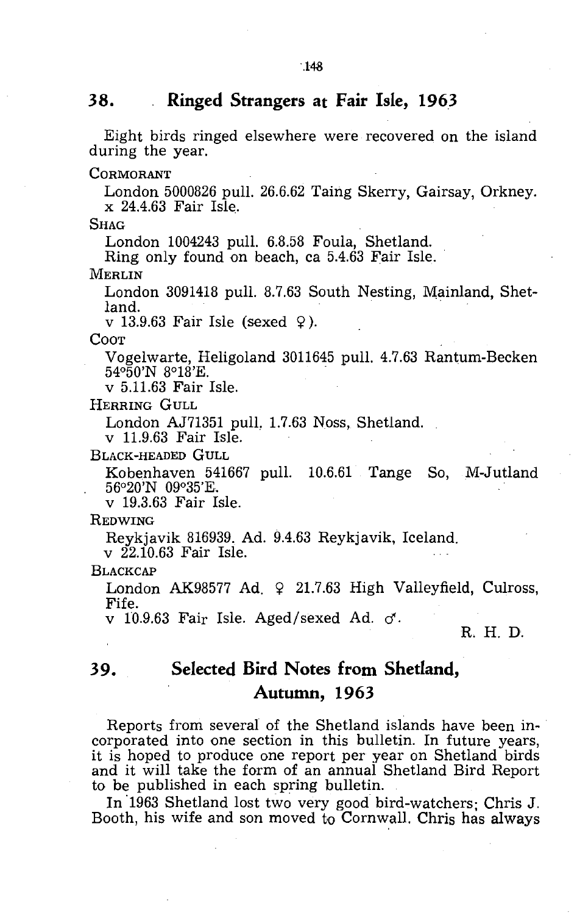## 38. Ringed Strangers at Fair Isle, 1963

Eight birds ringed elsewhere were recovered on the island during the year.

CORMORANT

London 5000826 pull. 26.6.62 Taing Skerry, Gairsay, Orkney.
x 24.4.63 Fair Isle.

SHAG

London 1004243 pull. 6.8.58 Foula, Shetland.
Ring only found on beach, ca 5.4.63 Fair Isle.

MERLIN

London 3091418 pull. 8.7.63 South Nesting, Mainland, Shetland.
v 13.9.63 Fair Isle (sexed ♀).

COOT

Vogelwarte, Heligoland 3011645 pull. 4.7.63 Rantum-Becken 54°50'N 8°18'E.
v 5.11.63 Fair Isle.

HERRING GULL

London AJ71351 pull. 1.7.63 Noss, Shetland.
v 11.9.63 Fair Isle.

BLACK-HEADED GULL

Kobenhaven 541667 pull. 10.6.61 Tange So, M-Jutland 56°20'N 09°35'E.
v 19.3.63 Fair Isle.

REDWING

Reykjavik 816939. Ad. 9.4.63 Reykjavik, Iceland.
v 22.10.63 Fair Isle.

BLACKCAP

London AK98577 Ad. ♀ 21.7.63 High Valleyfield, Culross, Fife.
v 10.9.63 Fair Isle. Aged/sexed Ad. ♂.

R. H. D.

## 39. Selected Bird Notes from Shetland, Autumn, 1963

Reports from several of the Shetland islands have been incorporated into one section in this bulletin. In future years, it is hoped to produce one report per year on Shetland birds and it will take the form of an annual Shetland Bird Report to be published in each spring bulletin.

In 1963 Shetland lost two very good bird-watchers; Chris J. Booth, his wife and son moved to Cornwall. Chris has always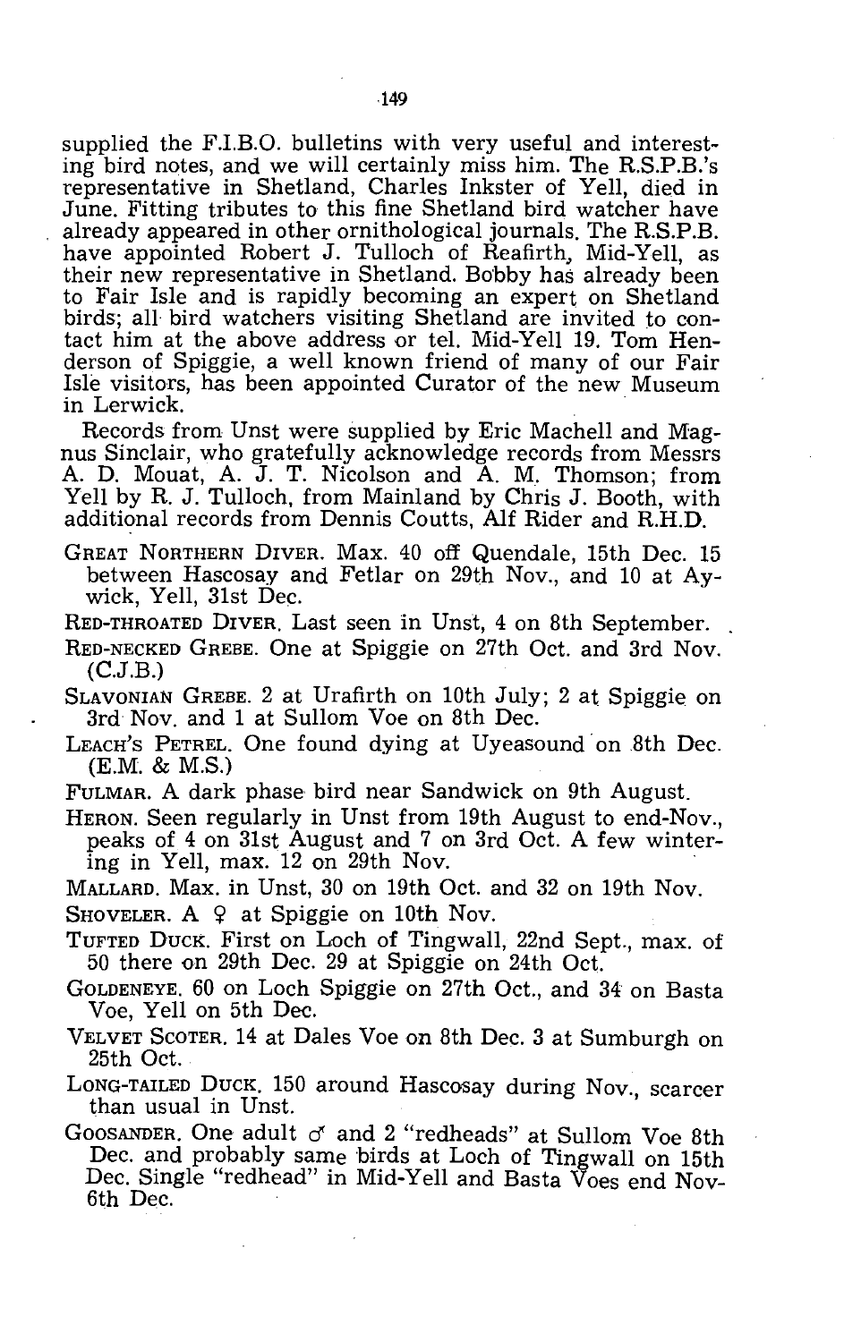supplied the F.I.B.O. bulletins with very useful and interesting bird notes, and we will certainly miss him. The R.S.P.B.'s representative in Shetland, Charles Inkster of Yell, died in June. Fitting tributes to this fine Shetland bird watcher have already appeared in other ornithological journals. The R.S.P.B. have appointed Robert J. Tulloch of Reafirth, Mid-Yell, as their new representative in Shetland. Bobby has already been to Fair Isle and is rapidly becoming an expert on Shetland birds; all bird watchers visiting Shetland are invited to contact him at the above address or tel. Mid-Yell 19. Tom Henderson of Spiggie, a well known friend of many of our Fair Isle visitors, has been appointed Curator of the new Museum in Lerwick.

Records from Unst were supplied by Eric Machell and Magnus Sinclair, who gratefully acknowledge records from Messrs A. D. Mouat, A. J. T. Nicolson and A. M. Thomson; from Yell by R. J. Tulloch, from Mainland by Chris J. Booth, with additional records from Dennis Coutts, Alf Rider and R.H.D.

GREAT NORTHERN DIVER. Max. 40 off Quendale, 15th Dec. 15 between Hascosay and Fetlar on 29th Nov., and 10 at Aywick, Yell, 31st Dec.

RED-THROATED DIVER. Last seen in Unst, 4 on 8th September.

RED-NECKED GREBE. One at Spiggie on 27th Oct. and 3rd Nov. (C.J.B.)

SLAVONIAN GREBE. 2 at Urafirth on 10th July; 2 at Spiggie on 3rd Nov. and 1 at Sullom Voe on 8th Dec.

LEACH'S PETREL. One found dying at Uyeasound on 8th Dec. (E.M. & M.S.)

FULMAR. A dark phase bird near Sandwick on 9th August.

HERON. Seen regularly in Unst from 19th August to end-Nov., peaks of 4 on 31st August and 7 on 3rd Oct. A few wintering in Yell, max. 12 on 29th Nov.

MALLARD. Max. in Unst, 30 on 19th Oct. and 32 on 19th Nov.

SHOVELER. A ♀ at Spiggie on 10th Nov.

TUFTED DUCK. First on Loch of Tingwall, 22nd Sept., max. of 50 there on 29th Dec. 29 at Spiggie on 24th Oct.

GOLDENEYE. 60 on Loch Spiggie on 27th Oct., and 34 on Basta Voe, Yell on 5th Dec.

VELVET SCOTER. 14 at Dales Voe on 8th Dec. 3 at Sumburgh on 25th Oct.

LONG-TAILED DUCK. 150 around Hascosay during Nov., scarcer than usual in Unst.

GOOSANDER. One adult ♂ and 2 "redheads" at Sullom Voe 8th Dec. and probably same birds at Loch of Tingwall on 15th Dec. Single "redhead" in Mid-Yell and Basta Voes end Nov-6th Dec.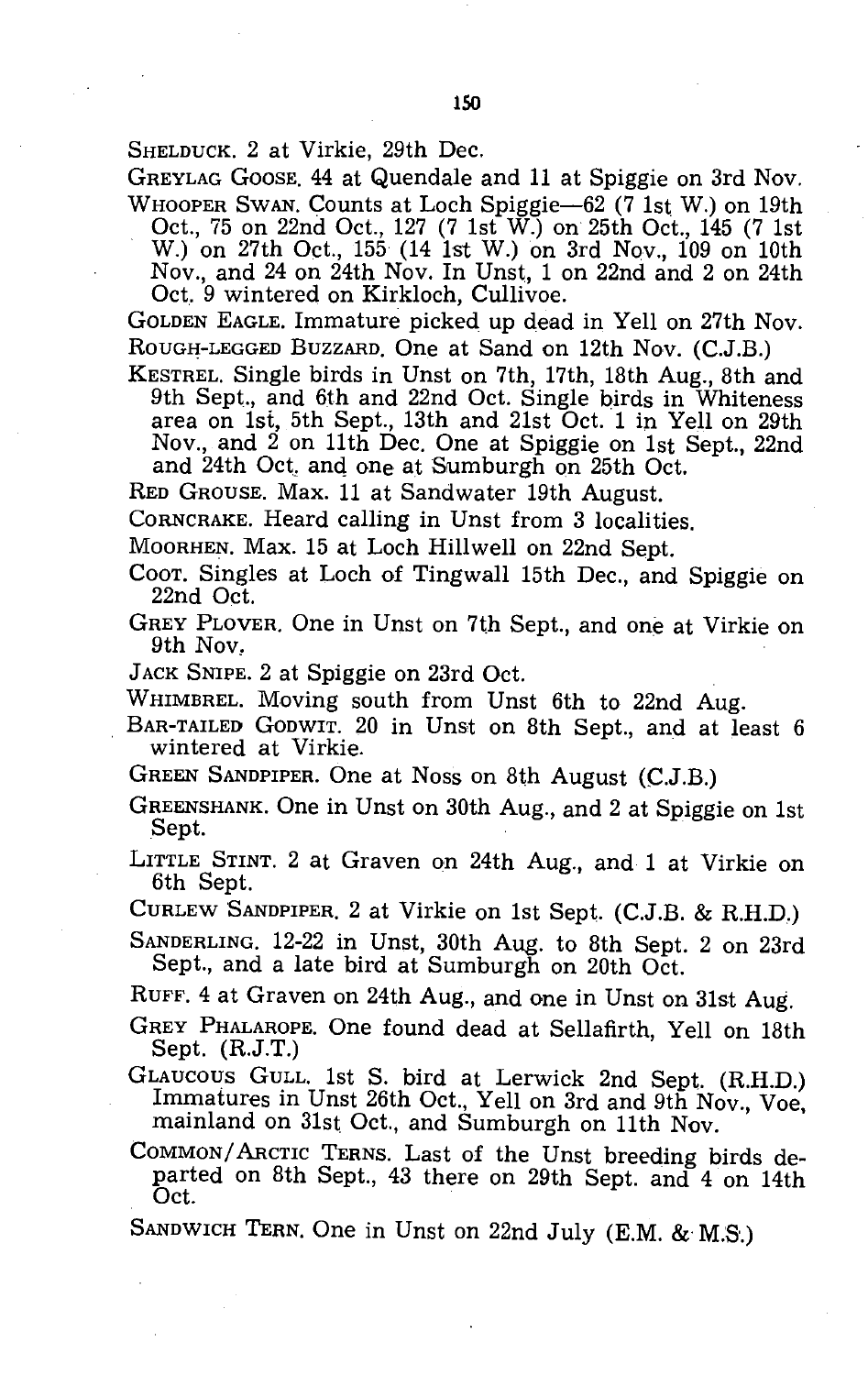SHELDUCK. 2 at Virkie, 29th Dec.

GREYLAG GOOSE. 44 at Quendale and 11 at Spiggie on 3rd Nov.

WHOOPER SWAN. Counts at Loch Spiggie—62 (7 1st W.) on 19th Oct., 75 on 22nd Oct., 127 (7 1st W.) on 25th Oct., 145 (7 1st W.) on 27th Oct., 155 (14 1st W.) on 3rd Nov., 109 on 10th Nov., and 24 on 24th Nov. In Unst, 1 on 22nd and 2 on 24th Oct. 9 wintered on Kirkloch, Cullivoe.

GOLDEN EAGLE. Immature picked up dead in Yell on 27th Nov.

ROUGH-LEGGED BUZZARD. One at Sand on 12th Nov. (C.J.B.)

KESTREL. Single birds in Unst on 7th, 17th, 18th Aug., 8th and 9th Sept., and 6th and 22nd Oct. Single birds in Whiteness area on 1st, 5th Sept., 13th and 21st Oct. 1 in Yell on 29th Nov., and 2 on 11th Dec. One at Spiggie on 1st Sept., 22nd and 24th Oct. and one at Sumburgh on 25th Oct.

RED GROUSE. Max. 11 at Sandwater 19th August.

CORNCRAKE. Heard calling in Unst from 3 localities.

MOORHEN. Max. 15 at Loch Hillwell on 22nd Sept.

COOT. Singles at Loch of Tingwall 15th Dec., and Spiggie on 22nd Oct.

GREY PLOVER. One in Unst on 7th Sept., and one at Virkie on 9th Nov.

JACK SNIPE. 2 at Spiggie on 23rd Oct.

WHIMBREL. Moving south from Unst 6th to 22nd Aug.

BAR-TAILED GODWIT. 20 in Unst on 8th Sept., and at least 6 wintered at Virkie.

GREEN SANDPIPER. One at Noss on 8th August (C.J.B.)

GREENSHANK. One in Unst on 30th Aug., and 2 at Spiggie on 1st Sept.

LITTLE STINT. 2 at Graven on 24th Aug., and 1 at Virkie on 6th Sept.

CURLEW SANDPIPER. 2 at Virkie on 1st Sept. (C.J.B. & R.H.D.)

SANDERLING. 12-22 in Unst, 30th Aug. to 8th Sept. 2 on 23rd Sept., and a late bird at Sumburgh on 20th Oct.

RUFF. 4 at Graven on 24th Aug., and one in Unst on 31st Aug.

GREY PHALAROPE. One found dead at Sellafirth, Yell on 18th Sept. (R.J.T.)

GLAUCOUS GULL. 1st S. bird at Lerwick 2nd Sept. (R.H.D.) Immatures in Unst 26th Oct., Yell on 3rd and 9th Nov., Voe, mainland on 31st Oct., and Sumburgh on 11th Nov.

COMMON/ARCTIC TERNS. Last of the Unst breeding birds departed on 8th Sept., 43 there on 29th Sept. and 4 on 14th Oct.

SANDWICH TERN. One in Unst on 22nd July (E.M. & M.S.)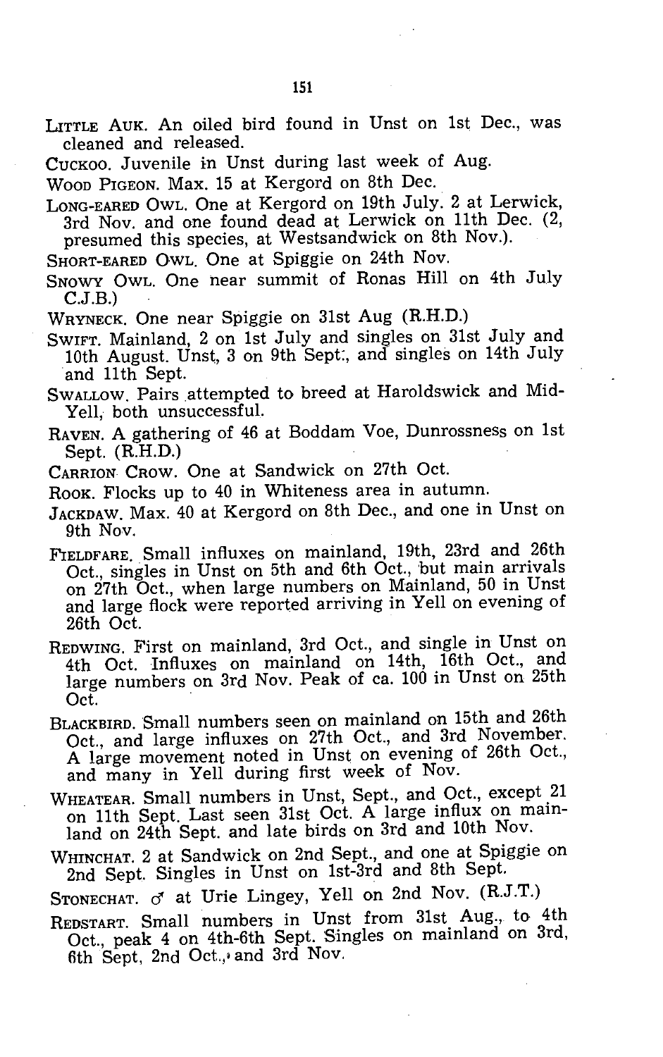LITTLE AUK. An oiled bird found in Unst on 1st Dec., was cleaned and released.

CUCKOO. Juvenile in Unst during last week of Aug.

WOOD PIGEON. Max. 15 at Kergord on 8th Dec.

LONG-EARED OWL. One at Kergord on 19th July. 2 at Lerwick, 3rd Nov. and one found dead at Lerwick on 11th Dec. (2, presumed this species, at Westsandwick on 8th Nov.).

SHORT-EARED OWL. One at Spiggie on 24th Nov.

SNOWY OWL. One near summit of Ronas Hill on 4th July C.J.B.)

WRYNECK. One near Spiggie on 31st Aug (R.H.D.)

SWIFT. Mainland, 2 on 1st July and singles on 31st July and 10th August. Unst, 3 on 9th Sept., and singles on 14th July and 11th Sept.

SWALLOW. Pairs attempted to breed at Haroldswick and Mid-Yell, both unsuccessful.

RAVEN. A gathering of 46 at Boddam Voe, Dunrossness on 1st Sept. (R.H.D.)

CARRION CROW. One at Sandwick on 27th Oct.

ROOK. Flocks up to 40 in Whiteness area in autumn.

JACKDAW. Max. 40 at Kergord on 8th Dec., and one in Unst on 9th Nov.

FIELDFARE. Small influxes on mainland, 19th, 23rd and 26th Oct., singles in Unst on 5th and 6th Oct., but main arrivals on 27th Oct., when large numbers on Mainland, 50 in Unst and large flock were reported arriving in Yell on evening of 26th Oct.

REDWING. First on mainland, 3rd Oct., and single in Unst on 4th Oct. Influxes on mainland on 14th, 16th Oct., and large numbers on 3rd Nov. Peak of ca. 100 in Unst on 25th Oct.

BLACKBIRD. Small numbers seen on mainland on 15th and 26th Oct., and large influxes on 27th Oct., and 3rd November. A large movement noted in Unst on evening of 26th Oct., and many in Yell during first week of Nov.

WHEATEAR. Small numbers in Unst, Sept., and Oct., except 21 on 11th Sept. Last seen 31st Oct. A large influx on mainland on 24th Sept. and late birds on 3rd and 10th Nov.

WHINCHAT. 2 at Sandwick on 2nd Sept., and one at Spiggie on 2nd Sept. Singles in Unst on 1st-3rd and 8th Sept.

STONECHAT. ♂ at Urie Lingey, Yell on 2nd Nov. (R.J.T.)

REDSTART. Small numbers in Unst from 31st Aug., to 4th Oct., peak 4 on 4th-6th Sept. Singles on mainland on 3rd, 6th Sept, 2nd Oct., and 3rd Nov.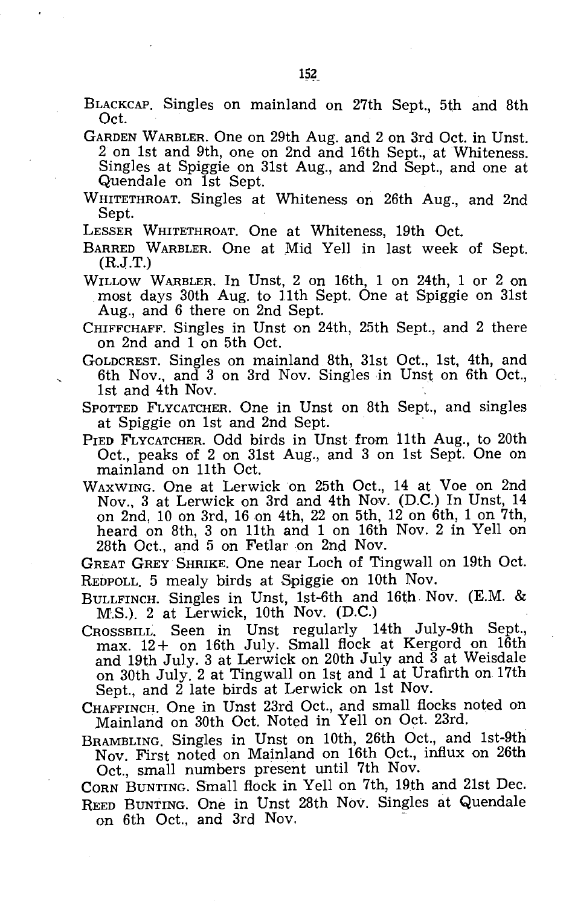BLACKCAP. Singles on mainland on 27th Sept., 5th and 8th Oct.

GARDEN WARBLER. One on 29th Aug. and 2 on 3rd Oct. in Unst. 2 on 1st and 9th, one on 2nd and 16th Sept., at Whiteness. Singles at Spiggie on 31st Aug., and 2nd Sept., and one at Quendale on 1st Sept.

WHITETHROAT. Singles at Whiteness on 26th Aug., and 2nd Sept.

LESSER WHITETHROAT. One at Whiteness, 19th Oct.

BARRED WARBLER. One at Mid Yell in last week of Sept. (R.J.T.)

WILLOW WARBLER. In Unst, 2 on 16th, 1 on 24th, 1 or 2 on most days 30th Aug. to 11th Sept. One at Spiggie on 31st Aug., and 6 there on 2nd Sept.

CHIFFCHAFF. Singles in Unst on 24th, 25th Sept., and 2 there on 2nd and 1 on 5th Oct.

GOLDCREST. Singles on mainland 8th, 31st Oct., 1st, 4th, and 6th Nov., and 3 on 3rd Nov. Singles in Unst on 6th Oct., 1st and 4th Nov.

SPOTTED FLYCATCHER. One in Unst on 8th Sept., and singles at Spiggie on 1st and 2nd Sept.

PIED FLYCATCHER. Odd birds in Unst from 11th Aug., to 20th Oct., peaks of 2 on 31st Aug., and 3 on 1st Sept. One on mainland on 11th Oct.

WAXWING. One at Lerwick on 25th Oct., 14 at Voe on 2nd Nov., 3 at Lerwick on 3rd and 4th Nov. (D.C.) In Unst, 14 on 2nd, 10 on 3rd, 16 on 4th, 22 on 5th, 12 on 6th, 1 on 7th, heard on 8th, 3 on 11th and 1 on 16th Nov. 2 in Yell on 28th Oct., and 5 on Fetlar on 2nd Nov.

GREAT GREY SHRIKE. One near Loch of Tingwall on 19th Oct.

REDPOLL. 5 mealy birds at Spiggie on 10th Nov.

BULLFINCH. Singles in Unst, 1st-6th and 16th Nov. (E.M. & M.S.). 2 at Lerwick, 10th Nov. (D.C.)

CROSSBILL. Seen in Unst regularly 14th July-9th Sept., max. 12+ on 16th July. Small flock at Kergord on 16th and 19th July. 3 at Lerwick on 20th July and 3 at Weisdale on 30th July. 2 at Tingwall on 1st and 1 at Urafirth on 17th Sept., and 2 late birds at Lerwick on 1st Nov.

CHAFFINCH. One in Unst 23rd Oct., and small flocks noted on Mainland on 30th Oct. Noted in Yell on Oct. 23rd.

BRAMBLING. Singles in Unst on 10th, 26th Oct., and 1st-9th Nov. First noted on Mainland on 16th Oct., influx on 26th Oct., small numbers present until 7th Nov.

CORN BUNTING. Small flock in Yell on 7th, 19th and 21st Dec.

REED BUNTING. One in Unst 28th Nov. Singles at Quendale on 6th Oct., and 3rd Nov.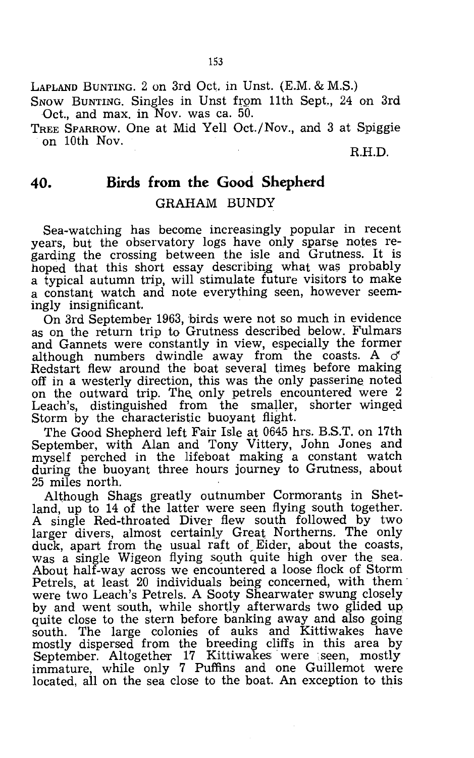LAPLAND BUNTING. 2 on 3rd Oct. in Unst. (E.M. & M.S.)

SNOW BUNTING. Singles in Unst from 11th Sept., 24 on 3rd Oct., and max. in Nov. was ca. 50.

TREE SPARROW. One at Mid Yell Oct./Nov., and 3 at Spiggie on 10th Nov.

R.H.D.

## 40. Birds from the Good Shepherd

GRAHAM BUNDY

Sea-watching has become increasingly popular in recent years, but the observatory logs have only sparse notes regarding the crossing between the isle and Grutness. It is hoped that this short essay describing what was probably a typical autumn trip, will stimulate future visitors to make a constant watch and note everything seen, however seemingly insignificant.

On 3rd September 1963, birds were not so much in evidence as on the return trip to Grutness described below. Fulmars and Gannets were constantly in view, especially the former although numbers dwindle away from the coasts. A ♂ Redstart flew around the boat several times before making off in a westerly direction, this was the only passerine noted on the outward trip. The only petrels encountered were 2 Leach's, distinguished from the smaller, shorter winged Storm by the characteristic buoyant flight.

The Good Shepherd left Fair Isle at 0645 hrs. B.S.T. on 17th September, with Alan and Tony Vittery, John Jones and myself perched in the lifeboat making a constant watch during the buoyant three hours journey to Grutness, about 25 miles north.

Although Shags greatly outnumber Cormorants in Shetland, up to 14 of the latter were seen flying south together. A single Red-throated Diver flew south followed by two larger divers, almost certainly Great Northerns. The only duck, apart from the usual raft of Eider, about the coasts, was a single Wigeon flying south quite high over the sea. About half-way across we encountered a loose flock of Storm Petrels, at least 20 individuals being concerned, with them were two Leach's Petrels. A Sooty Shearwater swung closely by and went south, while shortly afterwards two glided up quite close to the stern before banking away and also going south. The large colonies of auks and Kittiwakes have mostly dispersed from the breeding cliffs in this area by September. Altogether 17 Kittiwakes were seen, mostly immature, while only 7 Puffins and one Guillemot were located, all on the sea close to the boat. An exception to this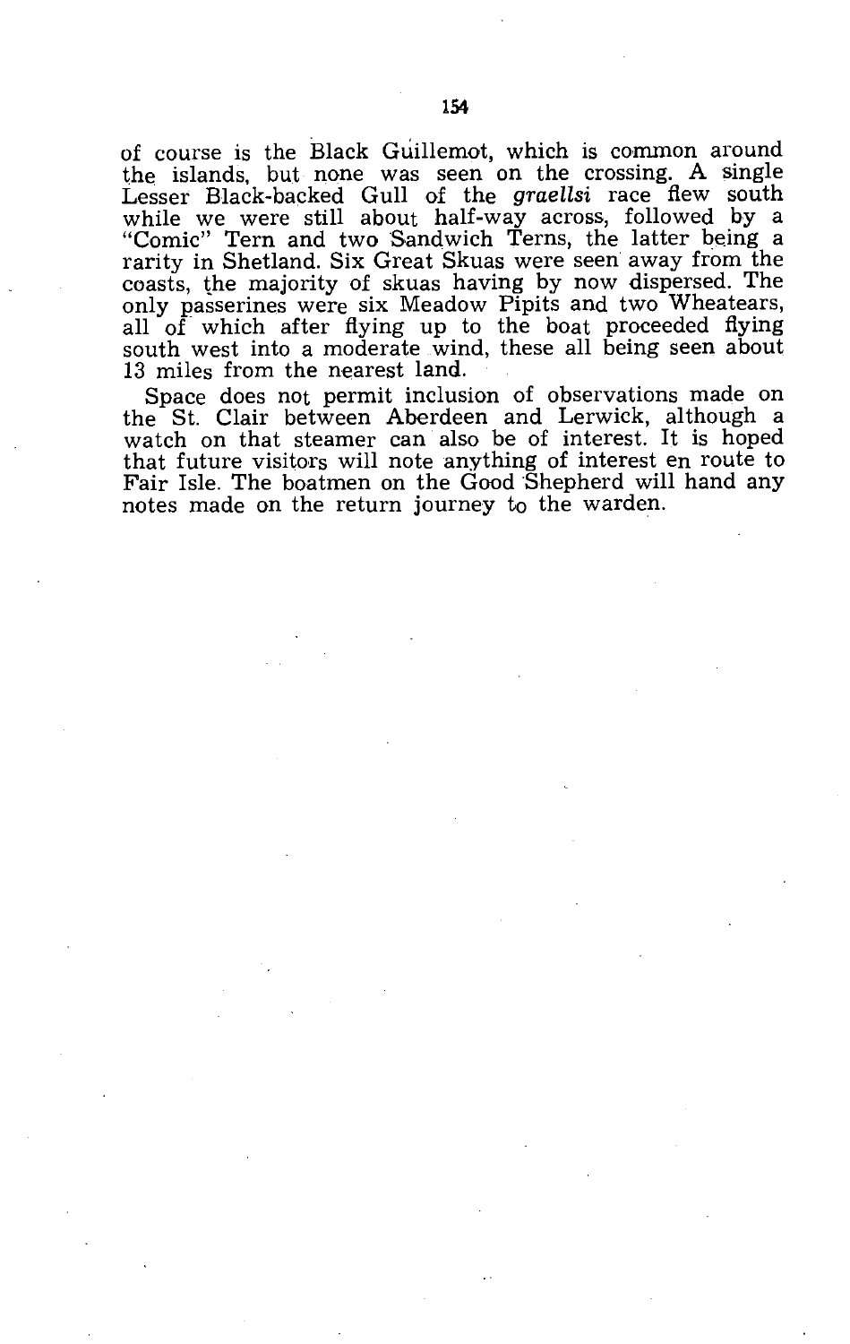of course is the Black Guillemot, which is common around the islands, but none was seen on the crossing. A single Lesser Black-backed Gull of the *graellsi* race flew south while we were still about half-way across, followed by a "Comic" Tern and two Sandwich Terns, the latter being a rarity in Shetland. Six Great Skuas were seen away from the coasts, the majority of skuas having by now dispersed. The only passerines were six Meadow Pipits and two Wheatears, all of which after flying up to the boat proceeded flying south west into a moderate wind, these all being seen about 13 miles from the nearest land.

Space does not permit inclusion of observations made on the St. Clair between Aberdeen and Lerwick, although a watch on that steamer can also be of interest. It is hoped that future visitors will note anything of interest en route to Fair Isle. The boatmen on the Good Shepherd will hand any notes made on the return journey to the warden.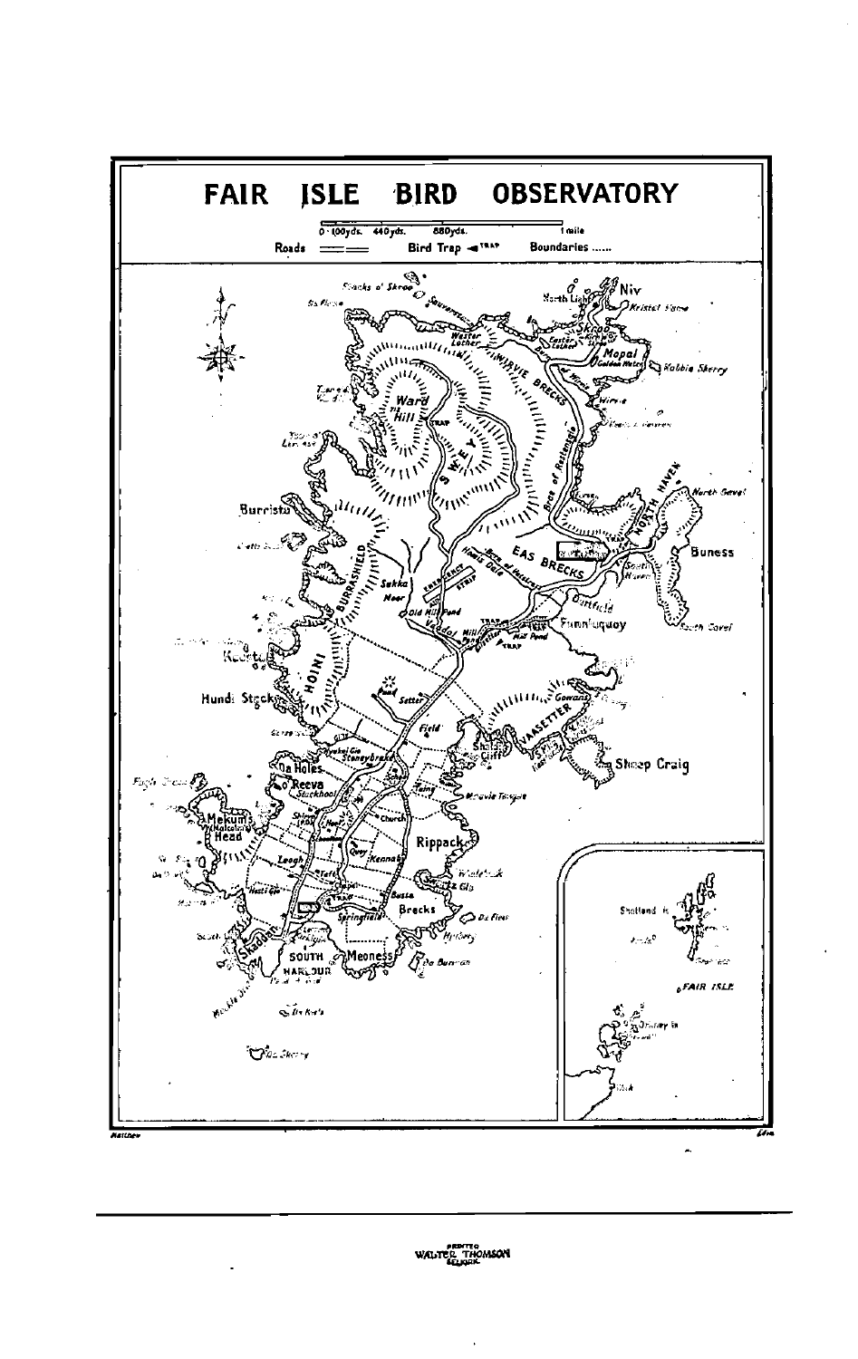# FAIR ISLE BIRD OBSERVATORY

0 · 100yds. 440yds. 880yds. 1 mile

Roads — Bird Trap — Boundaries ......

PRINTED
WALTER THOMSON
SELKIRK